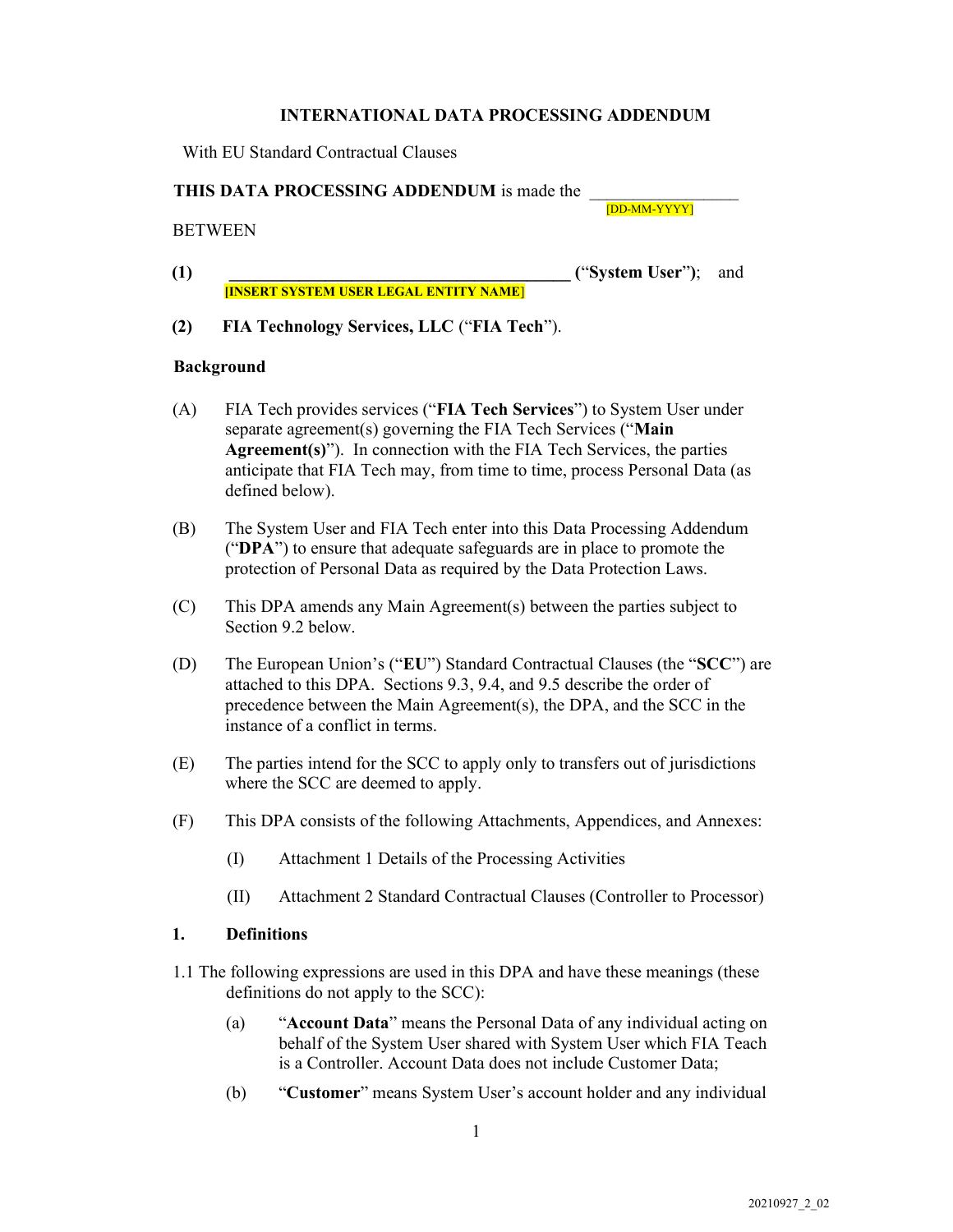# INTERNATIONAL DATA PROCESSING ADDENDUM

With EU Standard Contractual Clauses

**THIS DATA PROCESSING ADDENDUM** is made the _________________ [DD-MM-YYYY]

BETWEEN

**(1)** **_________________________________________ (**"**System User**"**)**; and **[INSERT SYSTEM USER LEGAL ENTITY NAME]**

**(2)** **FIA Technology Services, LLC** ("**FIA Tech**").

**Background**

(A) FIA Tech provides services ("**FIA Tech Services**") to System User under separate agreement(s) governing the FIA Tech Services ("**Main Agreement(s)**"). In connection with the FIA Tech Services, the parties anticipate that FIA Tech may, from time to time, process Personal Data (as defined below).

(B) The System User and FIA Tech enter into this Data Processing Addendum ("**DPA**") to ensure that adequate safeguards are in place to promote the protection of Personal Data as required by the Data Protection Laws.

(C) This DPA amends any Main Agreement(s) between the parties subject to Section 9.2 below.

(D) The European Union's ("**EU**") Standard Contractual Clauses (the "**SCC**") are attached to this DPA. Sections 9.3, 9.4, and 9.5 describe the order of precedence between the Main Agreement(s), the DPA, and the SCC in the instance of a conflict in terms.

(E) The parties intend for the SCC to apply only to transfers out of jurisdictions where the SCC are deemed to apply.

(F) This DPA consists of the following Attachments, Appendices, and Annexes:

(I) Attachment 1 Details of the Processing Activities

(II) Attachment 2 Standard Contractual Clauses (Controller to Processor)

## 1. Definitions

1.1 The following expressions are used in this DPA and have these meanings (these definitions do not apply to the SCC):

(a) "**Account Data**" means the Personal Data of any individual acting on behalf of the System User shared with System User which FIA Teach is a Controller. Account Data does not include Customer Data;

(b) "**Customer**" means System User's account holder and any individual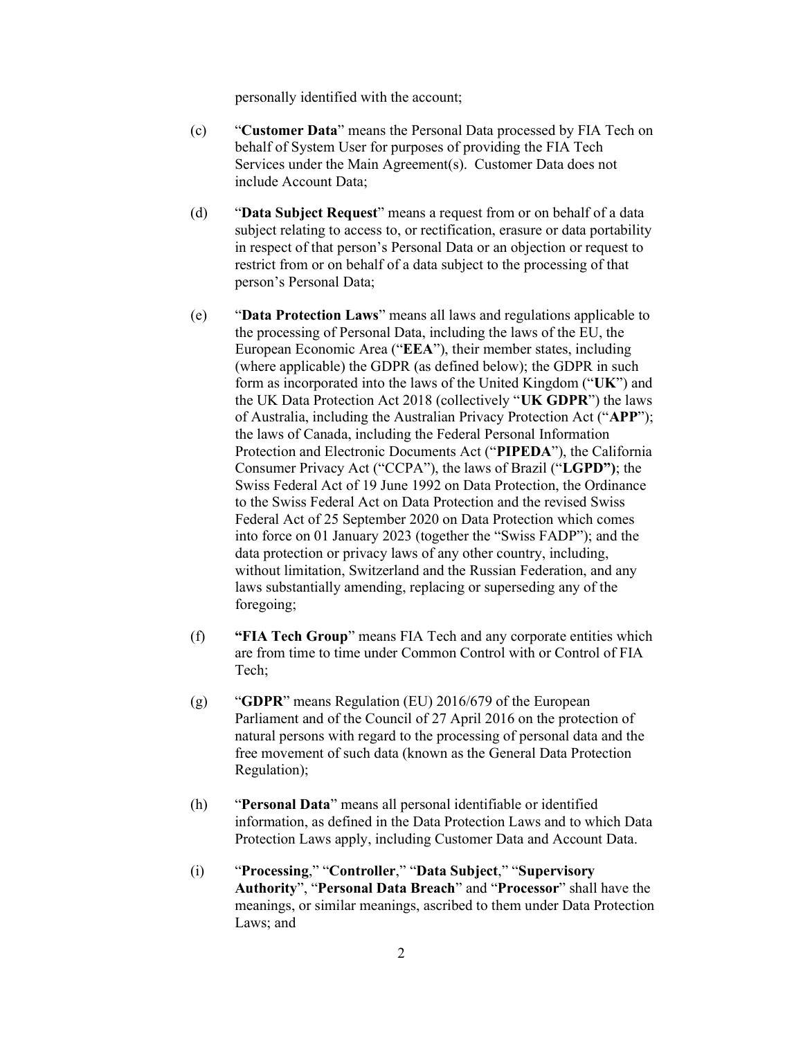personally identified with the account;

(c) “**Customer Data**” means the Personal Data processed by FIA Tech on behalf of System User for purposes of providing the FIA Tech Services under the Main Agreement(s). Customer Data does not include Account Data;

(d) “**Data Subject Request**” means a request from or on behalf of a data subject relating to access to, or rectification, erasure or data portability in respect of that person’s Personal Data or an objection or request to restrict from or on behalf of a data subject to the processing of that person’s Personal Data;

(e) “**Data Protection Laws**” means all laws and regulations applicable to the processing of Personal Data, including the laws of the EU, the European Economic Area (“**EEA**”), their member states, including (where applicable) the GDPR (as defined below); the GDPR in such form as incorporated into the laws of the United Kingdom (“**UK**”) and the UK Data Protection Act 2018 (collectively “**UK GDPR**”) the laws of Australia, including the Australian Privacy Protection Act (“**APP**”); the laws of Canada, including the Federal Personal Information Protection and Electronic Documents Act (“**PIPEDA**”), the California Consumer Privacy Act (“CCPA”), the laws of Brazil (“**LGPD”)**; the Swiss Federal Act of 19 June 1992 on Data Protection, the Ordinance to the Swiss Federal Act on Data Protection and the revised Swiss Federal Act of 25 September 2020 on Data Protection which comes into force on 01 January 2023 (together the “Swiss FADP”); and the data protection or privacy laws of any other country, including, without limitation, Switzerland and the Russian Federation, and any laws substantially amending, replacing or superseding any of the foregoing;

(f) **“FIA Tech Group**” means FIA Tech and any corporate entities which are from time to time under Common Control with or Control of FIA Tech;

(g) “**GDPR**” means Regulation (EU) 2016/679 of the European Parliament and of the Council of 27 April 2016 on the protection of natural persons with regard to the processing of personal data and the free movement of such data (known as the General Data Protection Regulation);

(h) “**Personal Data**” means all personal identifiable or identified information, as defined in the Data Protection Laws and to which Data Protection Laws apply, including Customer Data and Account Data.

(i) “**Processing**,” “**Controller**,” “**Data Subject**,” “**Supervisory Authority**”, “**Personal Data Breach**” and “**Processor**” shall have the meanings, or similar meanings, ascribed to them under Data Protection Laws; and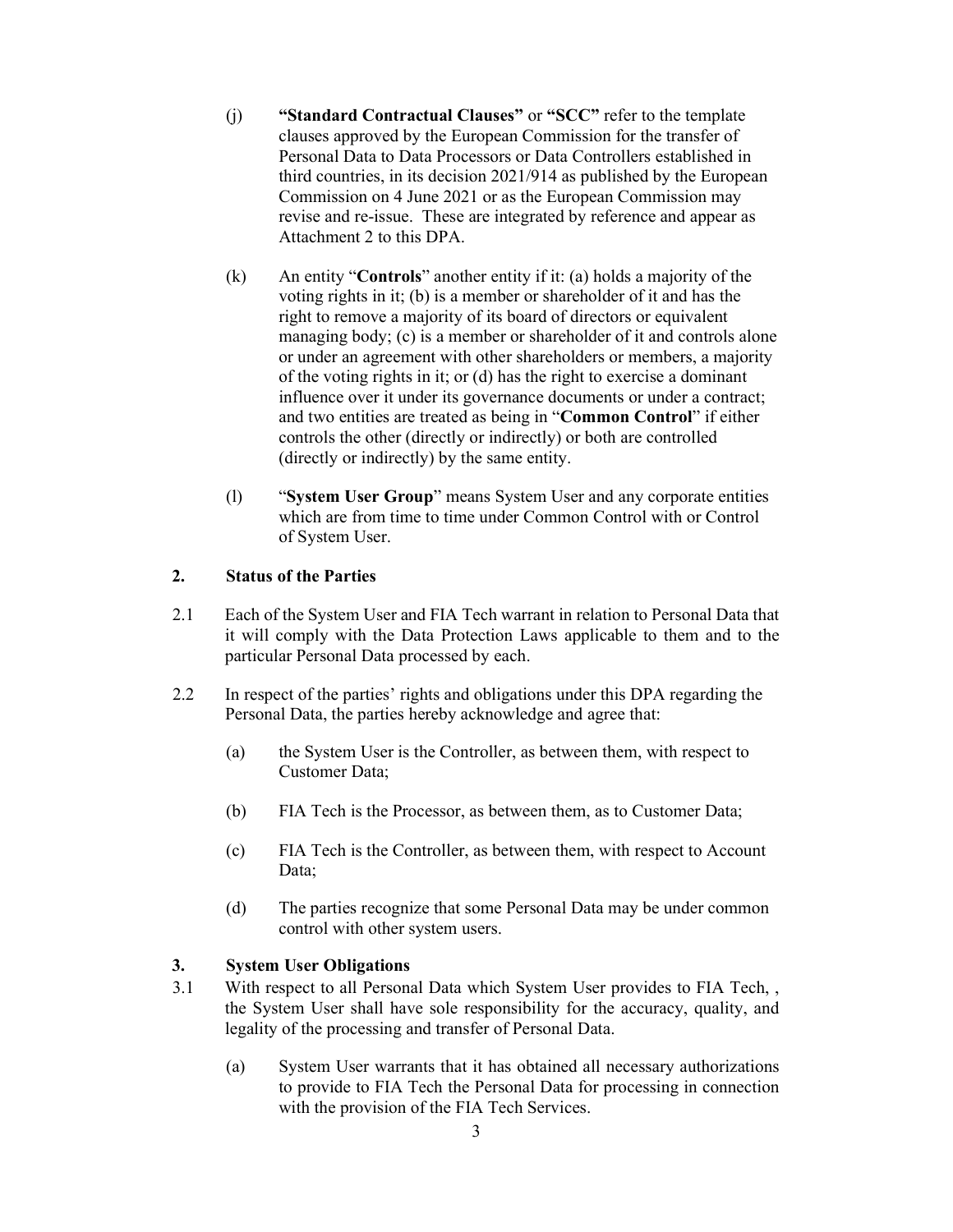(j) **"Standard Contractual Clauses"** or **"SCC"** refer to the template clauses approved by the European Commission for the transfer of Personal Data to Data Processors or Data Controllers established in third countries, in its decision 2021/914 as published by the European Commission on 4 June 2021 or as the European Commission may revise and re-issue. These are integrated by reference and appear as Attachment 2 to this DPA.

(k) An entity "**Controls**" another entity if it: (a) holds a majority of the voting rights in it; (b) is a member or shareholder of it and has the right to remove a majority of its board of directors or equivalent managing body; (c) is a member or shareholder of it and controls alone or under an agreement with other shareholders or members, a majority of the voting rights in it; or (d) has the right to exercise a dominant influence over it under its governance documents or under a contract; and two entities are treated as being in "**Common Control**" if either controls the other (directly or indirectly) or both are controlled (directly or indirectly) by the same entity.

(l) "**System User Group**" means System User and any corporate entities which are from time to time under Common Control with or Control of System User.

## 2. Status of the Parties

2.1 Each of the System User and FIA Tech warrant in relation to Personal Data that it will comply with the Data Protection Laws applicable to them and to the particular Personal Data processed by each.

2.2 In respect of the parties' rights and obligations under this DPA regarding the Personal Data, the parties hereby acknowledge and agree that:

(a) the System User is the Controller, as between them, with respect to Customer Data;

(b) FIA Tech is the Processor, as between them, as to Customer Data;

(c) FIA Tech is the Controller, as between them, with respect to Account Data;

(d) The parties recognize that some Personal Data may be under common control with other system users.

## 3. System User Obligations

3.1 With respect to all Personal Data which System User provides to FIA Tech, , the System User shall have sole responsibility for the accuracy, quality, and legality of the processing and transfer of Personal Data.

(a) System User warrants that it has obtained all necessary authorizations to provide to FIA Tech the Personal Data for processing in connection with the provision of the FIA Tech Services.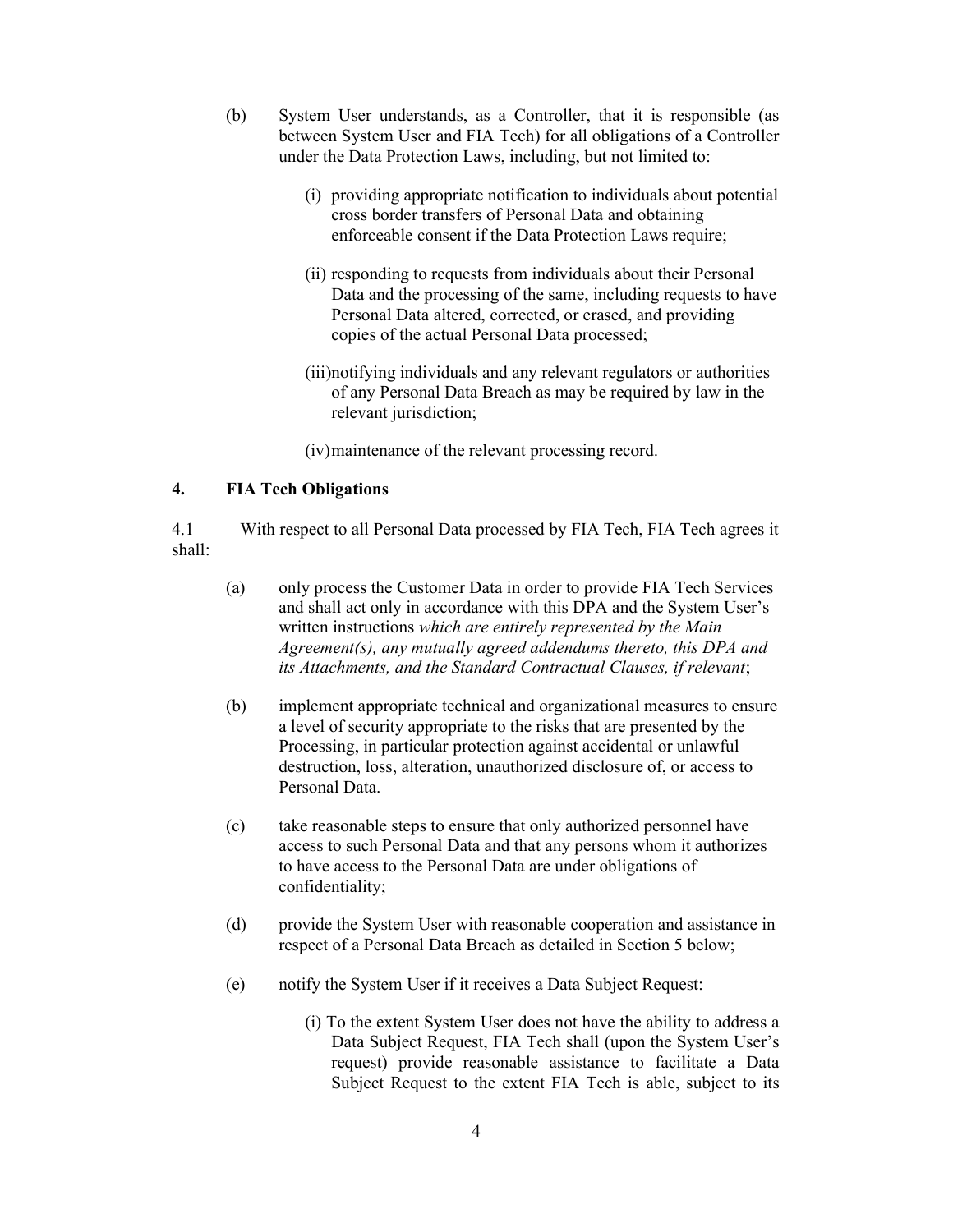(b) System User understands, as a Controller, that it is responsible (as between System User and FIA Tech) for all obligations of a Controller under the Data Protection Laws, including, but not limited to:

  (i) providing appropriate notification to individuals about potential cross border transfers of Personal Data and obtaining enforceable consent if the Data Protection Laws require;

  (ii) responding to requests from individuals about their Personal Data and the processing of the same, including requests to have Personal Data altered, corrected, or erased, and providing copies of the actual Personal Data processed;

  (iii) notifying individuals and any relevant regulators or authorities of any Personal Data Breach as may be required by law in the relevant jurisdiction;

  (iv) maintenance of the relevant processing record.

## 4. FIA Tech Obligations

4.1 With respect to all Personal Data processed by FIA Tech, FIA Tech agrees it shall:

(a) only process the Customer Data in order to provide FIA Tech Services and shall act only in accordance with this DPA and the System User's written instructions *which are entirely represented by the Main Agreement(s), any mutually agreed addendums thereto, this DPA and its Attachments, and the Standard Contractual Clauses, if relevant*;

(b) implement appropriate technical and organizational measures to ensure a level of security appropriate to the risks that are presented by the Processing, in particular protection against accidental or unlawful destruction, loss, alteration, unauthorized disclosure of, or access to Personal Data.

(c) take reasonable steps to ensure that only authorized personnel have access to such Personal Data and that any persons whom it authorizes to have access to the Personal Data are under obligations of confidentiality;

(d) provide the System User with reasonable cooperation and assistance in respect of a Personal Data Breach as detailed in Section 5 below;

(e) notify the System User if it receives a Data Subject Request:

  (i) To the extent System User does not have the ability to address a Data Subject Request, FIA Tech shall (upon the System User's request) provide reasonable assistance to facilitate a Data Subject Request to the extent FIA Tech is able, subject to its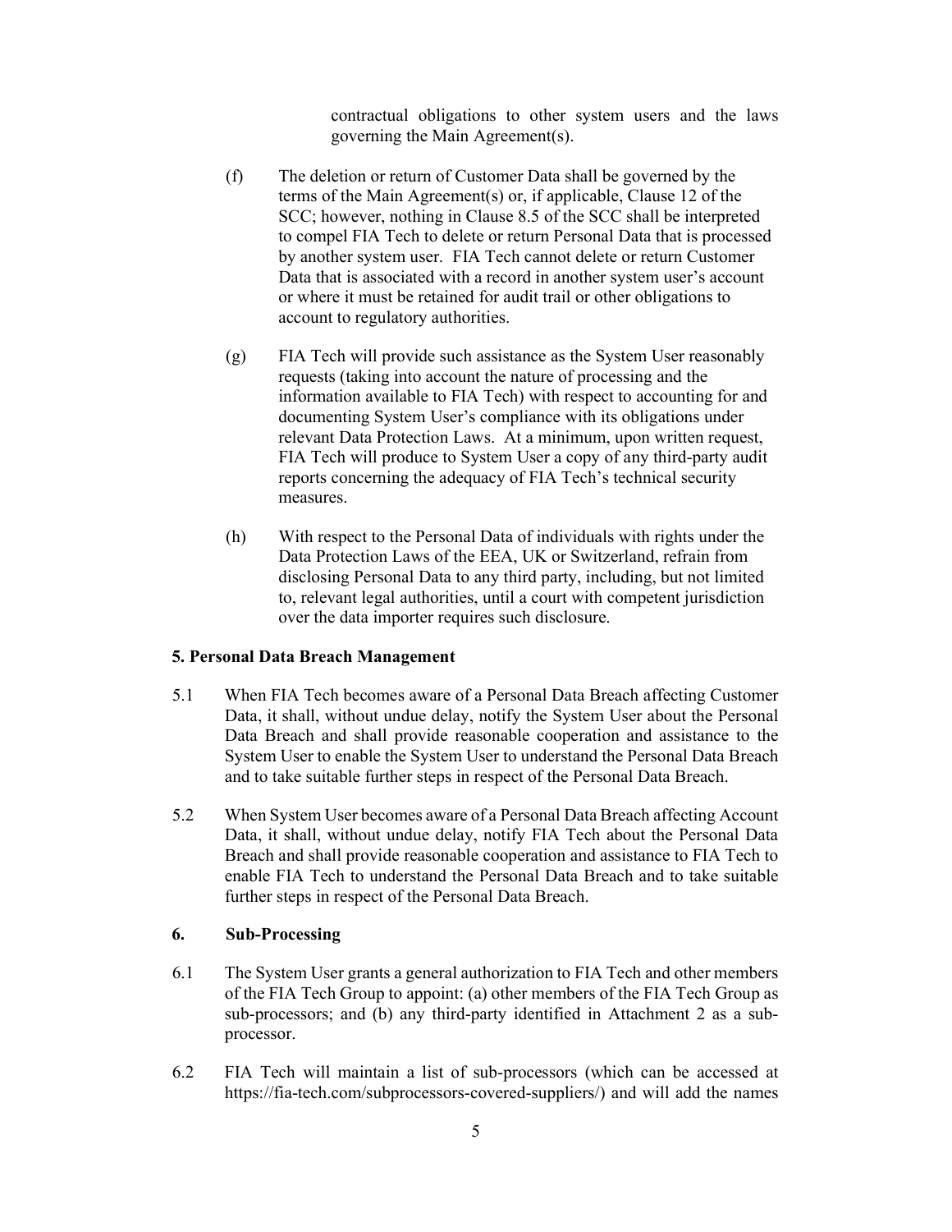contractual obligations to other system users and the laws governing the Main Agreement(s).

(f) The deletion or return of Customer Data shall be governed by the terms of the Main Agreement(s) or, if applicable, Clause 12 of the SCC; however, nothing in Clause 8.5 of the SCC shall be interpreted to compel FIA Tech to delete or return Personal Data that is processed by another system user. FIA Tech cannot delete or return Customer Data that is associated with a record in another system user's account or where it must be retained for audit trail or other obligations to account to regulatory authorities.

(g) FIA Tech will provide such assistance as the System User reasonably requests (taking into account the nature of processing and the information available to FIA Tech) with respect to accounting for and documenting System User's compliance with its obligations under relevant Data Protection Laws. At a minimum, upon written request, FIA Tech will produce to System User a copy of any third-party audit reports concerning the adequacy of FIA Tech's technical security measures.

(h) With respect to the Personal Data of individuals with rights under the Data Protection Laws of the EEA, UK or Switzerland, refrain from disclosing Personal Data to any third party, including, but not limited to, relevant legal authorities, until a court with competent jurisdiction over the data importer requires such disclosure.

**5. Personal Data Breach Management**

5.1 When FIA Tech becomes aware of a Personal Data Breach affecting Customer Data, it shall, without undue delay, notify the System User about the Personal Data Breach and shall provide reasonable cooperation and assistance to the System User to enable the System User to understand the Personal Data Breach and to take suitable further steps in respect of the Personal Data Breach.

5.2 When System User becomes aware of a Personal Data Breach affecting Account Data, it shall, without undue delay, notify FIA Tech about the Personal Data Breach and shall provide reasonable cooperation and assistance to FIA Tech to enable FIA Tech to understand the Personal Data Breach and to take suitable further steps in respect of the Personal Data Breach.

**6. Sub-Processing**

6.1 The System User grants a general authorization to FIA Tech and other members of the FIA Tech Group to appoint: (a) other members of the FIA Tech Group as sub-processors; and (b) any third-party identified in Attachment 2 as a sub-processor.

6.2 FIA Tech will maintain a list of sub-processors (which can be accessed at https://fia-tech.com/subprocessors-covered-suppliers/) and will add the names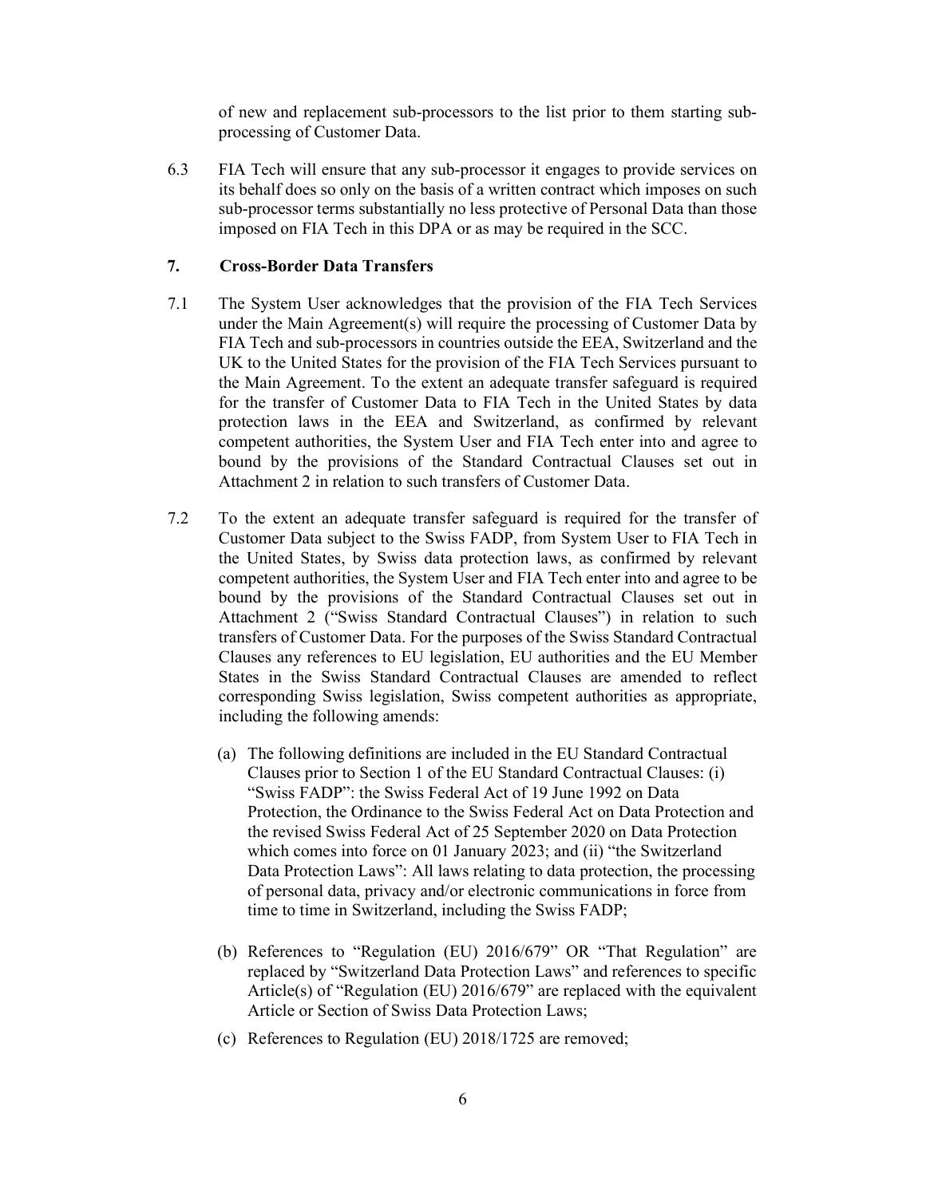of new and replacement sub-processors to the list prior to them starting sub-processing of Customer Data.

6.3 FIA Tech will ensure that any sub-processor it engages to provide services on its behalf does so only on the basis of a written contract which imposes on such sub-processor terms substantially no less protective of Personal Data than those imposed on FIA Tech in this DPA or as may be required in the SCC.

## 7. Cross-Border Data Transfers

7.1 The System User acknowledges that the provision of the FIA Tech Services under the Main Agreement(s) will require the processing of Customer Data by FIA Tech and sub-processors in countries outside the EEA, Switzerland and the UK to the United States for the provision of the FIA Tech Services pursuant to the Main Agreement. To the extent an adequate transfer safeguard is required for the transfer of Customer Data to FIA Tech in the United States by data protection laws in the EEA and Switzerland, as confirmed by relevant competent authorities, the System User and FIA Tech enter into and agree to bound by the provisions of the Standard Contractual Clauses set out in Attachment 2 in relation to such transfers of Customer Data.

7.2 To the extent an adequate transfer safeguard is required for the transfer of Customer Data subject to the Swiss FADP, from System User to FIA Tech in the United States, by Swiss data protection laws, as confirmed by relevant competent authorities, the System User and FIA Tech enter into and agree to be bound by the provisions of the Standard Contractual Clauses set out in Attachment 2 ("Swiss Standard Contractual Clauses") in relation to such transfers of Customer Data. For the purposes of the Swiss Standard Contractual Clauses any references to EU legislation, EU authorities and the EU Member States in the Swiss Standard Contractual Clauses are amended to reflect corresponding Swiss legislation, Swiss competent authorities as appropriate, including the following amends:

(a) The following definitions are included in the EU Standard Contractual Clauses prior to Section 1 of the EU Standard Contractual Clauses: (i) "Swiss FADP": the Swiss Federal Act of 19 June 1992 on Data Protection, the Ordinance to the Swiss Federal Act on Data Protection and the revised Swiss Federal Act of 25 September 2020 on Data Protection which comes into force on 01 January 2023; and (ii) "the Switzerland Data Protection Laws": All laws relating to data protection, the processing of personal data, privacy and/or electronic communications in force from time to time in Switzerland, including the Swiss FADP;

(b) References to "Regulation (EU) 2016/679" OR "That Regulation" are replaced by "Switzerland Data Protection Laws" and references to specific Article(s) of "Regulation (EU) 2016/679" are replaced with the equivalent Article or Section of Swiss Data Protection Laws;

(c) References to Regulation (EU) 2018/1725 are removed;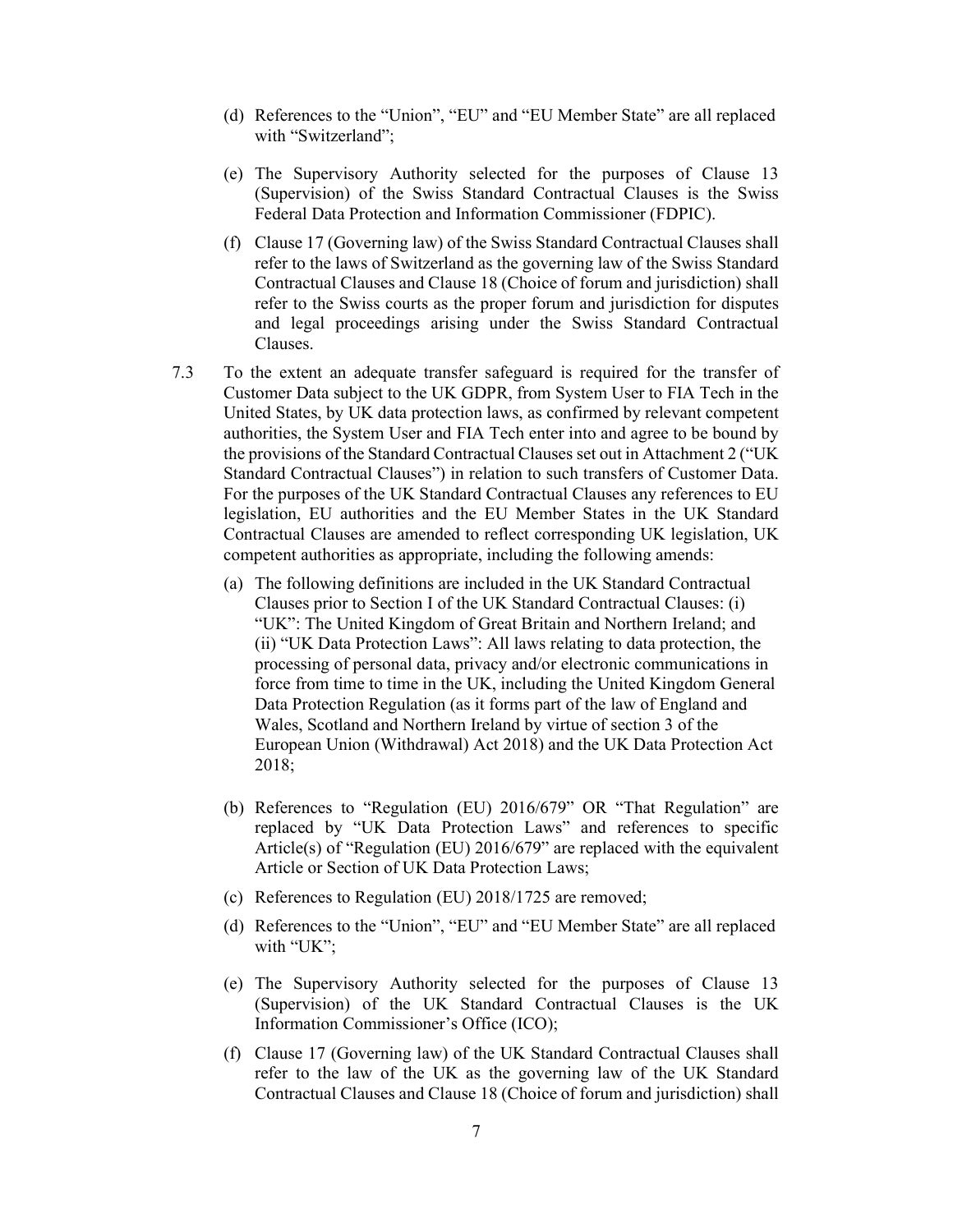(d) References to the "Union", "EU" and "EU Member State" are all replaced with "Switzerland";

(e) The Supervisory Authority selected for the purposes of Clause 13 (Supervision) of the Swiss Standard Contractual Clauses is the Swiss Federal Data Protection and Information Commissioner (FDPIC).

(f) Clause 17 (Governing law) of the Swiss Standard Contractual Clauses shall refer to the laws of Switzerland as the governing law of the Swiss Standard Contractual Clauses and Clause 18 (Choice of forum and jurisdiction) shall refer to the Swiss courts as the proper forum and jurisdiction for disputes and legal proceedings arising under the Swiss Standard Contractual Clauses.

7.3 To the extent an adequate transfer safeguard is required for the transfer of Customer Data subject to the UK GDPR, from System User to FIA Tech in the United States, by UK data protection laws, as confirmed by relevant competent authorities, the System User and FIA Tech enter into and agree to be bound by the provisions of the Standard Contractual Clauses set out in Attachment 2 ("UK Standard Contractual Clauses") in relation to such transfers of Customer Data. For the purposes of the UK Standard Contractual Clauses any references to EU legislation, EU authorities and the EU Member States in the UK Standard Contractual Clauses are amended to reflect corresponding UK legislation, UK competent authorities as appropriate, including the following amends:

(a) The following definitions are included in the UK Standard Contractual Clauses prior to Section I of the UK Standard Contractual Clauses: (i) "UK": The United Kingdom of Great Britain and Northern Ireland; and (ii) "UK Data Protection Laws": All laws relating to data protection, the processing of personal data, privacy and/or electronic communications in force from time to time in the UK, including the United Kingdom General Data Protection Regulation (as it forms part of the law of England and Wales, Scotland and Northern Ireland by virtue of section 3 of the European Union (Withdrawal) Act 2018) and the UK Data Protection Act 2018;

(b) References to "Regulation (EU) 2016/679" OR "That Regulation" are replaced by "UK Data Protection Laws" and references to specific Article(s) of "Regulation (EU) 2016/679" are replaced with the equivalent Article or Section of UK Data Protection Laws;

(c) References to Regulation (EU) 2018/1725 are removed;

(d) References to the "Union", "EU" and "EU Member State" are all replaced with "UK";

(e) The Supervisory Authority selected for the purposes of Clause 13 (Supervision) of the UK Standard Contractual Clauses is the UK Information Commissioner's Office (ICO);

(f) Clause 17 (Governing law) of the UK Standard Contractual Clauses shall refer to the law of the UK as the governing law of the UK Standard Contractual Clauses and Clause 18 (Choice of forum and jurisdiction) shall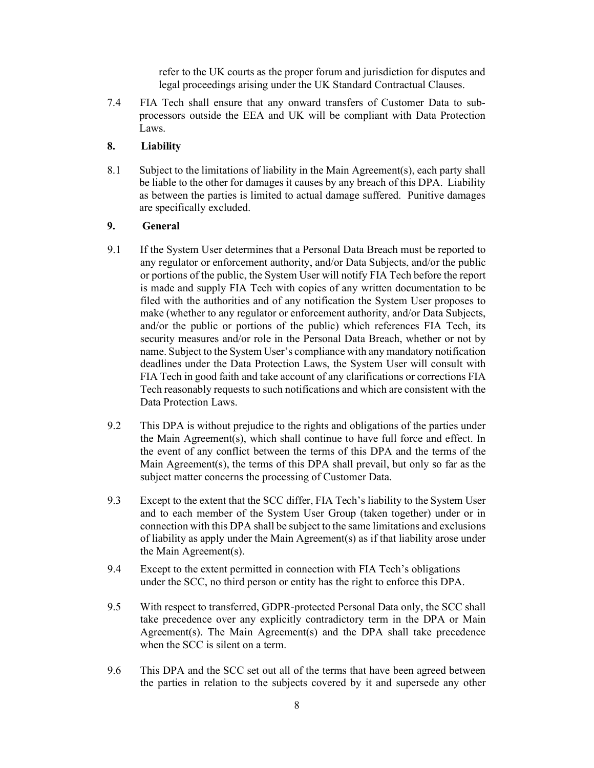refer to the UK courts as the proper forum and jurisdiction for disputes and legal proceedings arising under the UK Standard Contractual Clauses.

7.4 FIA Tech shall ensure that any onward transfers of Customer Data to sub-processors outside the EEA and UK will be compliant with Data Protection Laws.

## 8. Liability

8.1 Subject to the limitations of liability in the Main Agreement(s), each party shall be liable to the other for damages it causes by any breach of this DPA. Liability as between the parties is limited to actual damage suffered. Punitive damages are specifically excluded.

## 9. General

9.1 If the System User determines that a Personal Data Breach must be reported to any regulator or enforcement authority, and/or Data Subjects, and/or the public or portions of the public, the System User will notify FIA Tech before the report is made and supply FIA Tech with copies of any written documentation to be filed with the authorities and of any notification the System User proposes to make (whether to any regulator or enforcement authority, and/or Data Subjects, and/or the public or portions of the public) which references FIA Tech, its security measures and/or role in the Personal Data Breach, whether or not by name. Subject to the System User's compliance with any mandatory notification deadlines under the Data Protection Laws, the System User will consult with FIA Tech in good faith and take account of any clarifications or corrections FIA Tech reasonably requests to such notifications and which are consistent with the Data Protection Laws.

9.2 This DPA is without prejudice to the rights and obligations of the parties under the Main Agreement(s), which shall continue to have full force and effect. In the event of any conflict between the terms of this DPA and the terms of the Main Agreement(s), the terms of this DPA shall prevail, but only so far as the subject matter concerns the processing of Customer Data.

9.3 Except to the extent that the SCC differ, FIA Tech's liability to the System User and to each member of the System User Group (taken together) under or in connection with this DPA shall be subject to the same limitations and exclusions of liability as apply under the Main Agreement(s) as if that liability arose under the Main Agreement(s).

9.4 Except to the extent permitted in connection with FIA Tech's obligations under the SCC, no third person or entity has the right to enforce this DPA.

9.5 With respect to transferred, GDPR-protected Personal Data only, the SCC shall take precedence over any explicitly contradictory term in the DPA or Main Agreement(s). The Main Agreement(s) and the DPA shall take precedence when the SCC is silent on a term.

9.6 This DPA and the SCC set out all of the terms that have been agreed between the parties in relation to the subjects covered by it and supersede any other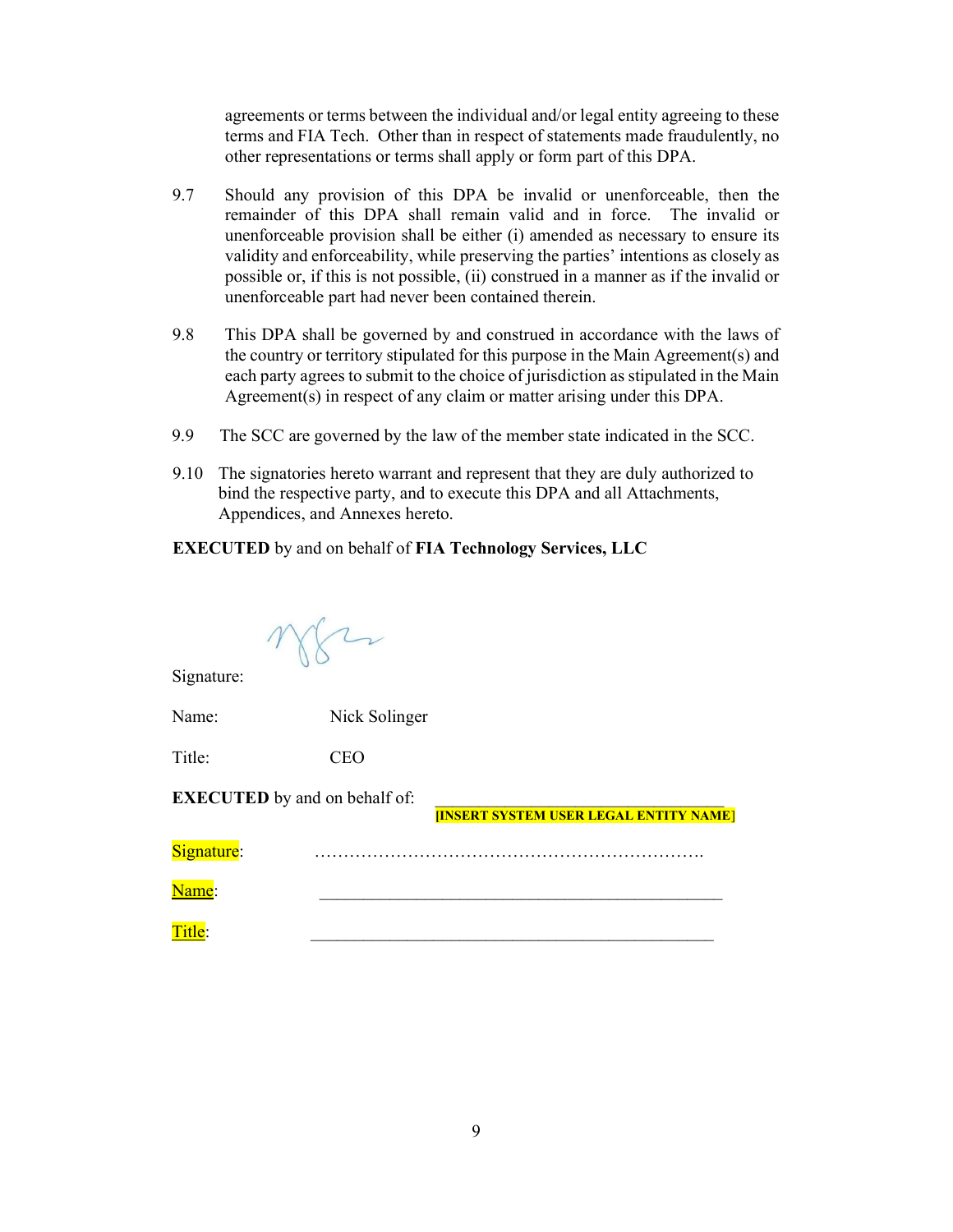agreements or terms between the individual and/or legal entity agreeing to these terms and FIA Tech. Other than in respect of statements made fraudulently, no other representations or terms shall apply or form part of this DPA.

9.7 Should any provision of this DPA be invalid or unenforceable, then the remainder of this DPA shall remain valid and in force. The invalid or unenforceable provision shall be either (i) amended as necessary to ensure its validity and enforceability, while preserving the parties' intentions as closely as possible or, if this is not possible, (ii) construed in a manner as if the invalid or unenforceable part had never been contained therein.

9.8 This DPA shall be governed by and construed in accordance with the laws of the country or territory stipulated for this purpose in the Main Agreement(s) and each party agrees to submit to the choice of jurisdiction as stipulated in the Main Agreement(s) in respect of any claim or matter arising under this DPA.

9.9 The SCC are governed by the law of the member state indicated in the SCC.

9.10 The signatories hereto warrant and represent that they are duly authorized to bind the respective party, and to execute this DPA and all Attachments, Appendices, and Annexes hereto.

**EXECUTED** by and on behalf of **FIA Technology Services, LLC**

Signature:

Name: Nick Solinger

Title: CEO

**EXECUTED** by and on behalf of: ________________________________
**[INSERT SYSTEM USER LEGAL ENTITY NAME]**

Signature: ………………………………………………………….

Name: ____________________________________________

Title: ____________________________________________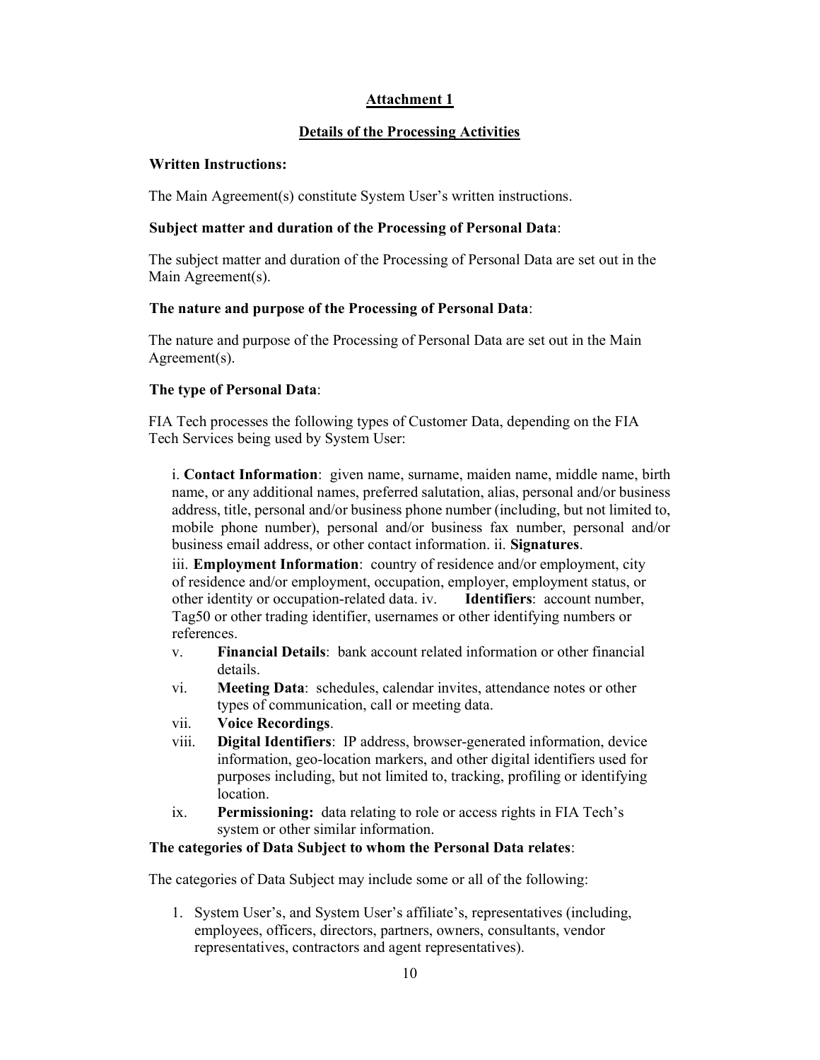## Attachment 1

## Details of the Processing Activities

**Written Instructions:**

The Main Agreement(s) constitute System User's written instructions.

**Subject matter and duration of the Processing of Personal Data**:

The subject matter and duration of the Processing of Personal Data are set out in the Main Agreement(s).

**The nature and purpose of the Processing of Personal Data**:

The nature and purpose of the Processing of Personal Data are set out in the Main Agreement(s).

**The type of Personal Data**:

FIA Tech processes the following types of Customer Data, depending on the FIA Tech Services being used by System User:

i. **Contact Information**: given name, surname, maiden name, middle name, birth name, or any additional names, preferred salutation, alias, personal and/or business address, title, personal and/or business phone number (including, but not limited to, mobile phone number), personal and/or business fax number, personal and/or business email address, or other contact information. ii. **Signatures**.

iii. **Employment Information**: country of residence and/or employment, city of residence and/or employment, occupation, employer, employment status, or other identity or occupation-related data. iv. **Identifiers**: account number, Tag50 or other trading identifier, usernames or other identifying numbers or references.

v. **Financial Details**: bank account related information or other financial details.

vi. **Meeting Data**: schedules, calendar invites, attendance notes or other types of communication, call or meeting data.

vii. **Voice Recordings**.

viii. **Digital Identifiers**: IP address, browser-generated information, device information, geo-location markers, and other digital identifiers used for purposes including, but not limited to, tracking, profiling or identifying location.

ix. **Permissioning:** data relating to role or access rights in FIA Tech's system or other similar information.

**The categories of Data Subject to whom the Personal Data relates**:

The categories of Data Subject may include some or all of the following:

1. System User's, and System User's affiliate's, representatives (including, employees, officers, directors, partners, owners, consultants, vendor representatives, contractors and agent representatives).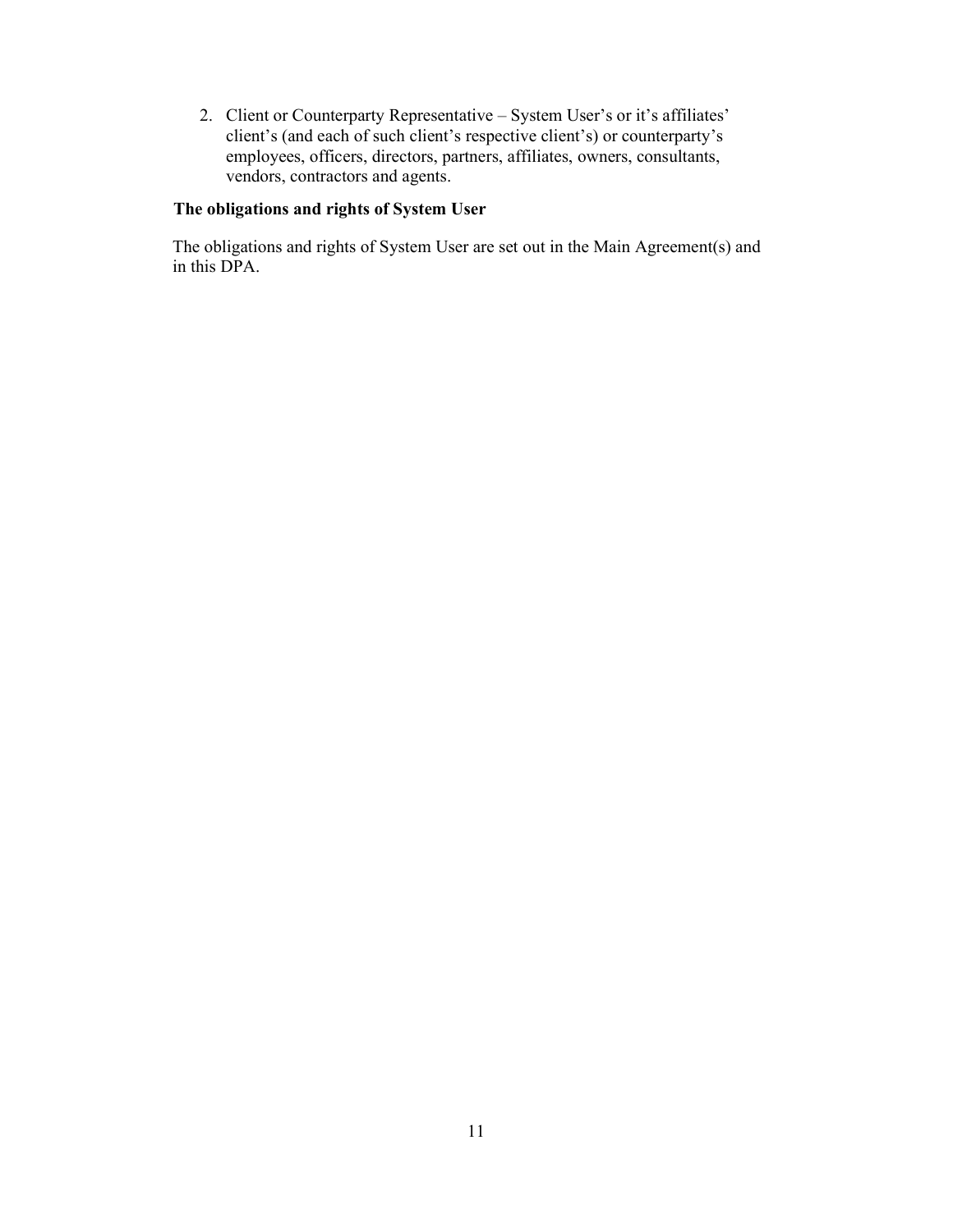2. Client or Counterparty Representative – System User's or it's affiliates' client's (and each of such client's respective client's) or counterparty's employees, officers, directors, partners, affiliates, owners, consultants, vendors, contractors and agents.

**The obligations and rights of System User**

The obligations and rights of System User are set out in the Main Agreement(s) and in this DPA.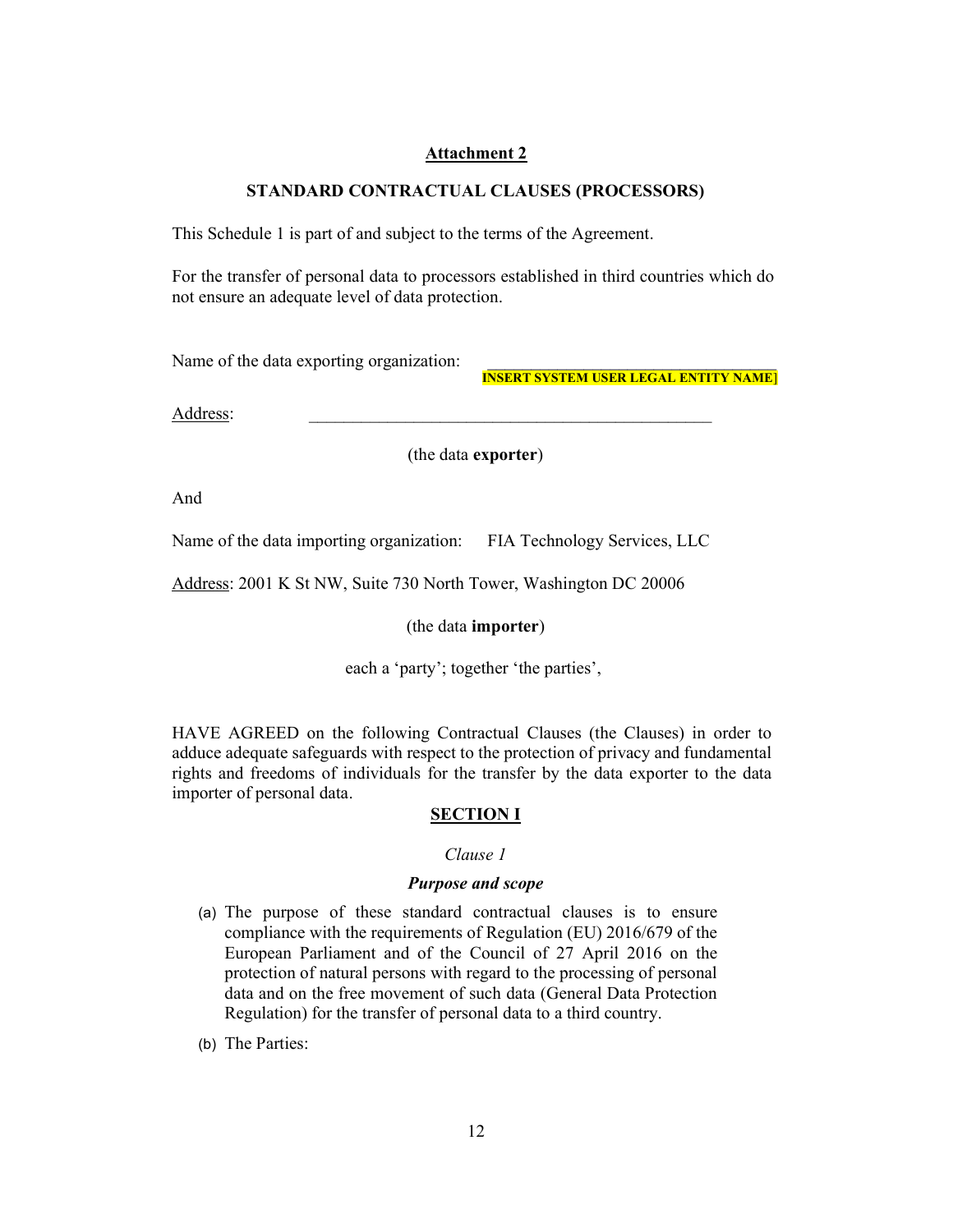## Attachment 2

### STANDARD CONTRACTUAL CLAUSES (PROCESSORS)

This Schedule 1 is part of and subject to the terms of the Agreement.

For the transfer of personal data to processors established in third countries which do not ensure an adequate level of data protection.

Name of the data exporting organization: ____________________ INSERT SYSTEM USER LEGAL ENTITY NAME]

Address: ______________________________________________

(the data **exporter**)

And

Name of the data importing organization: FIA Technology Services, LLC

Address: 2001 K St NW, Suite 730 North Tower, Washington DC 20006

(the data **importer**)

each a 'party'; together 'the parties',

HAVE AGREED on the following Contractual Clauses (the Clauses) in order to adduce adequate safeguards with respect to the protection of privacy and fundamental rights and freedoms of individuals for the transfer by the data exporter to the data importer of personal data.

## SECTION I

*Clause 1*

***Purpose and scope***

(a) The purpose of these standard contractual clauses is to ensure compliance with the requirements of Regulation (EU) 2016/679 of the European Parliament and of the Council of 27 April 2016 on the protection of natural persons with regard to the processing of personal data and on the free movement of such data (General Data Protection Regulation) for the transfer of personal data to a third country.

(b) The Parties: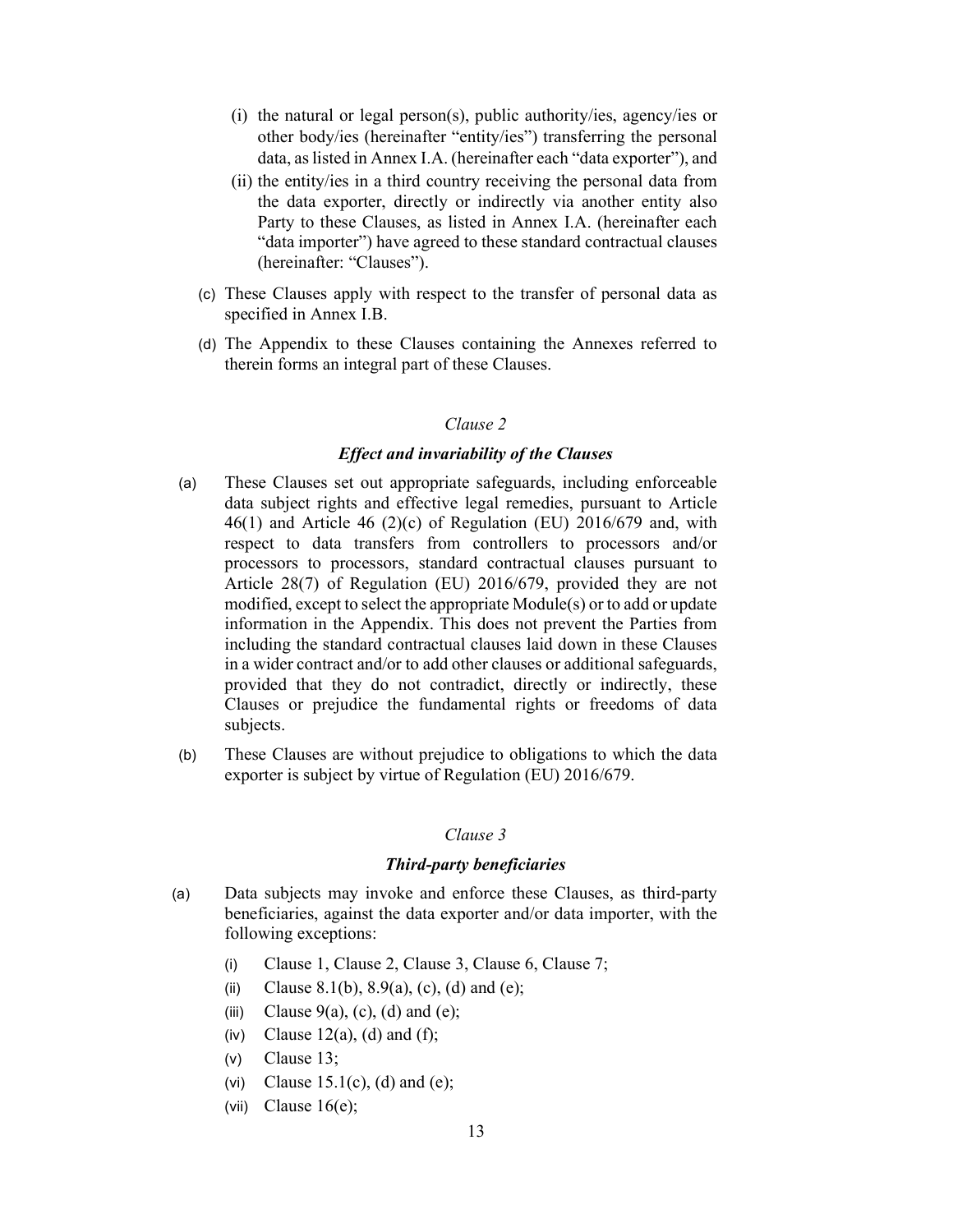(i) the natural or legal person(s), public authority/ies, agency/ies or other body/ies (hereinafter "entity/ies") transferring the personal data, as listed in Annex I.A. (hereinafter each "data exporter"), and

(ii) the entity/ies in a third country receiving the personal data from the data exporter, directly or indirectly via another entity also Party to these Clauses, as listed in Annex I.A. (hereinafter each "data importer") have agreed to these standard contractual clauses (hereinafter: "Clauses").

(c) These Clauses apply with respect to the transfer of personal data as specified in Annex I.B.

(d) The Appendix to these Clauses containing the Annexes referred to therein forms an integral part of these Clauses.

*Clause 2*

***Effect and invariability of the Clauses***

(a) These Clauses set out appropriate safeguards, including enforceable data subject rights and effective legal remedies, pursuant to Article 46(1) and Article 46 (2)(c) of Regulation (EU) 2016/679 and, with respect to data transfers from controllers to processors and/or processors to processors, standard contractual clauses pursuant to Article 28(7) of Regulation (EU) 2016/679, provided they are not modified, except to select the appropriate Module(s) or to add or update information in the Appendix. This does not prevent the Parties from including the standard contractual clauses laid down in these Clauses in a wider contract and/or to add other clauses or additional safeguards, provided that they do not contradict, directly or indirectly, these Clauses or prejudice the fundamental rights or freedoms of data subjects.

(b) These Clauses are without prejudice to obligations to which the data exporter is subject by virtue of Regulation (EU) 2016/679.

*Clause 3*

***Third-party beneficiaries***

(a) Data subjects may invoke and enforce these Clauses, as third-party beneficiaries, against the data exporter and/or data importer, with the following exceptions:

(i) Clause 1, Clause 2, Clause 3, Clause 6, Clause 7;

(ii) Clause 8.1(b), 8.9(a), (c), (d) and (e);

(iii) Clause 9(a), (c), (d) and (e);

(iv) Clause 12(a), (d) and (f);

(v) Clause 13;

(vi) Clause 15.1(c), (d) and (e);

(vii) Clause 16(e);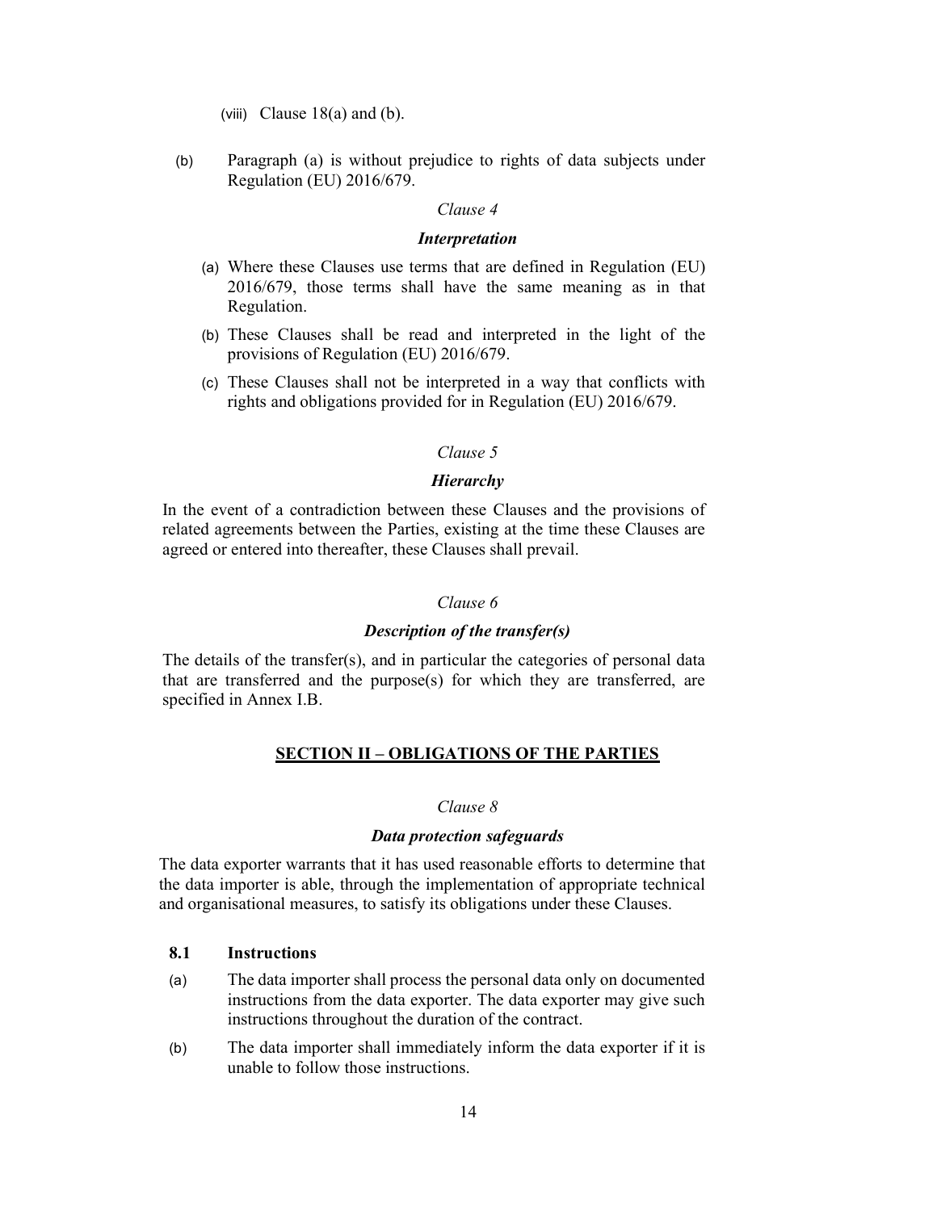(viii) Clause 18(a) and (b).

(b) Paragraph (a) is without prejudice to rights of data subjects under Regulation (EU) 2016/679.

*Clause 4*

***Interpretation***

(a) Where these Clauses use terms that are defined in Regulation (EU) 2016/679, those terms shall have the same meaning as in that Regulation.

(b) These Clauses shall be read and interpreted in the light of the provisions of Regulation (EU) 2016/679.

(c) These Clauses shall not be interpreted in a way that conflicts with rights and obligations provided for in Regulation (EU) 2016/679.

*Clause 5*

***Hierarchy***

In the event of a contradiction between these Clauses and the provisions of related agreements between the Parties, existing at the time these Clauses are agreed or entered into thereafter, these Clauses shall prevail.

*Clause 6*

***Description of the transfer(s)***

The details of the transfer(s), and in particular the categories of personal data that are transferred and the purpose(s) for which they are transferred, are specified in Annex I.B.

## SECTION II – OBLIGATIONS OF THE PARTIES

*Clause 8*

***Data protection safeguards***

The data exporter warrants that it has used reasonable efforts to determine that the data importer is able, through the implementation of appropriate technical and organisational measures, to satisfy its obligations under these Clauses.

**8.1 Instructions**

(a) The data importer shall process the personal data only on documented instructions from the data exporter. The data exporter may give such instructions throughout the duration of the contract.

(b) The data importer shall immediately inform the data exporter if it is unable to follow those instructions.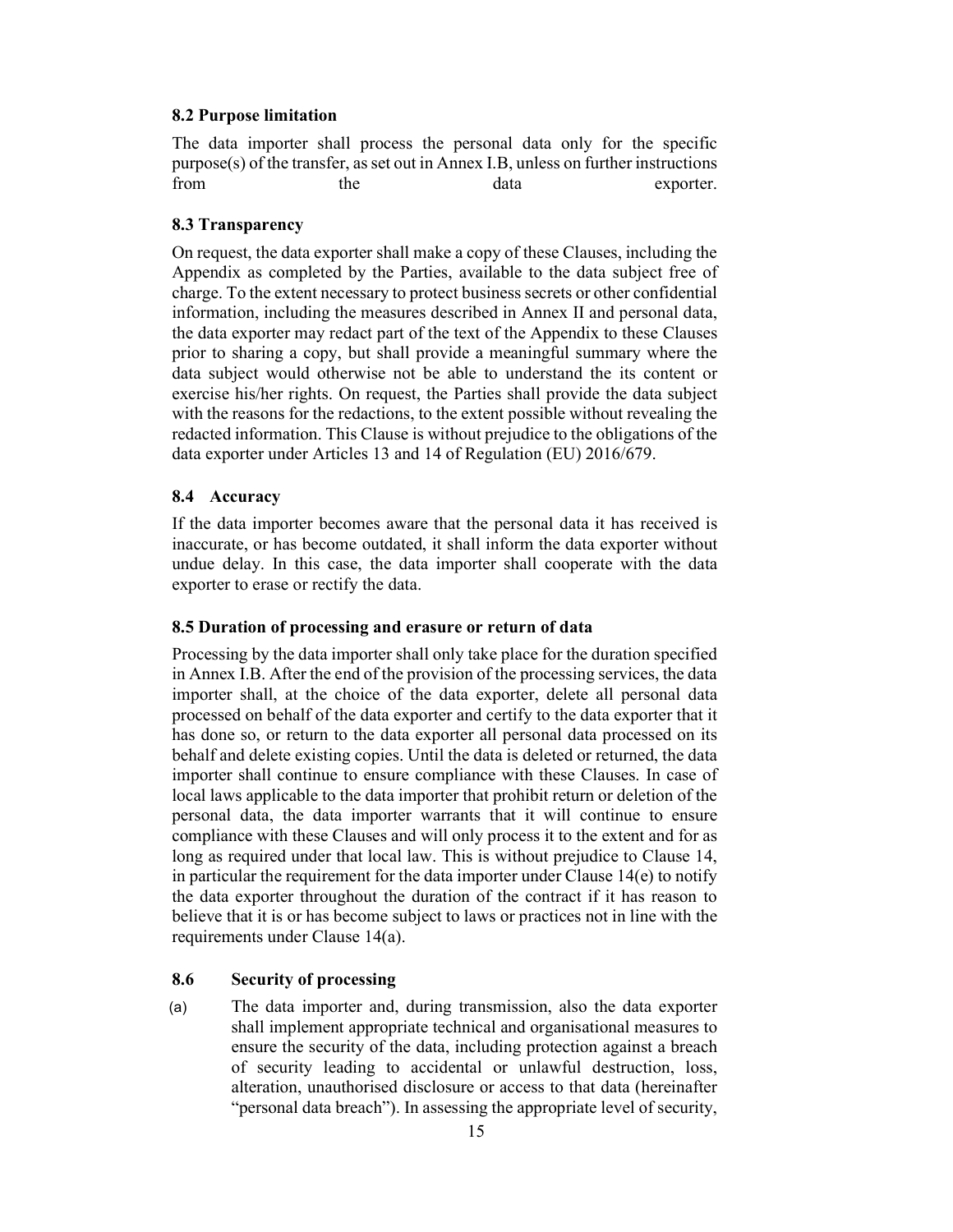### 8.2 Purpose limitation

The data importer shall process the personal data only for the specific purpose(s) of the transfer, as set out in Annex I.B, unless on further instructions from the data exporter.

### 8.3 Transparency

On request, the data exporter shall make a copy of these Clauses, including the Appendix as completed by the Parties, available to the data subject free of charge. To the extent necessary to protect business secrets or other confidential information, including the measures described in Annex II and personal data, the data exporter may redact part of the text of the Appendix to these Clauses prior to sharing a copy, but shall provide a meaningful summary where the data subject would otherwise not be able to understand the its content or exercise his/her rights. On request, the Parties shall provide the data subject with the reasons for the redactions, to the extent possible without revealing the redacted information. This Clause is without prejudice to the obligations of the data exporter under Articles 13 and 14 of Regulation (EU) 2016/679.

### 8.4 Accuracy

If the data importer becomes aware that the personal data it has received is inaccurate, or has become outdated, it shall inform the data exporter without undue delay. In this case, the data importer shall cooperate with the data exporter to erase or rectify the data.

### 8.5 Duration of processing and erasure or return of data

Processing by the data importer shall only take place for the duration specified in Annex I.B. After the end of the provision of the processing services, the data importer shall, at the choice of the data exporter, delete all personal data processed on behalf of the data exporter and certify to the data exporter that it has done so, or return to the data exporter all personal data processed on its behalf and delete existing copies. Until the data is deleted or returned, the data importer shall continue to ensure compliance with these Clauses. In case of local laws applicable to the data importer that prohibit return or deletion of the personal data, the data importer warrants that it will continue to ensure compliance with these Clauses and will only process it to the extent and for as long as required under that local law. This is without prejudice to Clause 14, in particular the requirement for the data importer under Clause 14(e) to notify the data exporter throughout the duration of the contract if it has reason to believe that it is or has become subject to laws or practices not in line with the requirements under Clause 14(a).

### 8.6 Security of processing

(a) The data importer and, during transmission, also the data exporter shall implement appropriate technical and organisational measures to ensure the security of the data, including protection against a breach of security leading to accidental or unlawful destruction, loss, alteration, unauthorised disclosure or access to that data (hereinafter "personal data breach"). In assessing the appropriate level of security,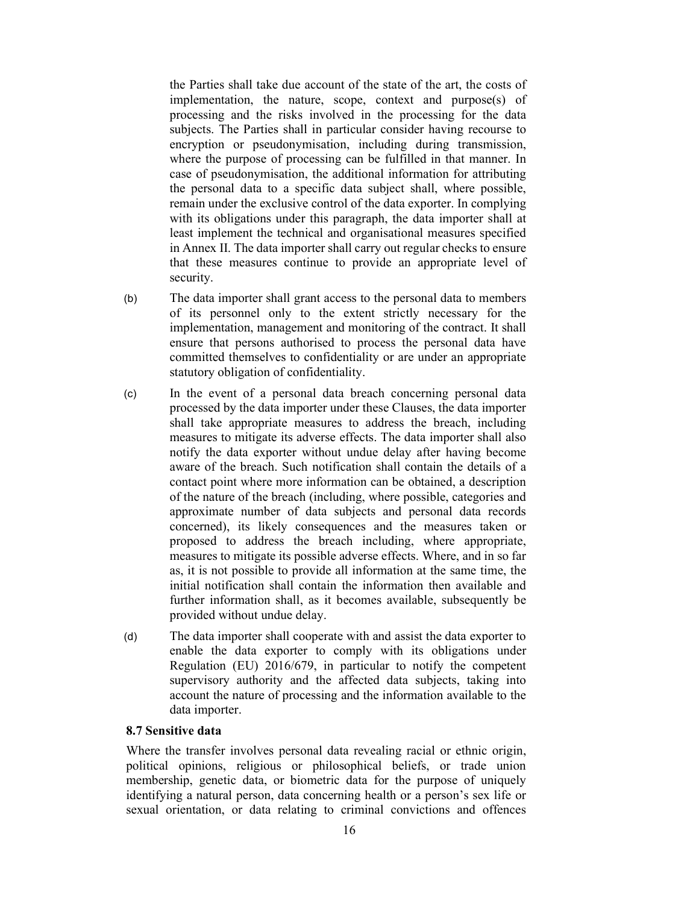the Parties shall take due account of the state of the art, the costs of implementation, the nature, scope, context and purpose(s) of processing and the risks involved in the processing for the data subjects. The Parties shall in particular consider having recourse to encryption or pseudonymisation, including during transmission, where the purpose of processing can be fulfilled in that manner. In case of pseudonymisation, the additional information for attributing the personal data to a specific data subject shall, where possible, remain under the exclusive control of the data exporter. In complying with its obligations under this paragraph, the data importer shall at least implement the technical and organisational measures specified in Annex II. The data importer shall carry out regular checks to ensure that these measures continue to provide an appropriate level of security.

(b) The data importer shall grant access to the personal data to members of its personnel only to the extent strictly necessary for the implementation, management and monitoring of the contract. It shall ensure that persons authorised to process the personal data have committed themselves to confidentiality or are under an appropriate statutory obligation of confidentiality.

(c) In the event of a personal data breach concerning personal data processed by the data importer under these Clauses, the data importer shall take appropriate measures to address the breach, including measures to mitigate its adverse effects. The data importer shall also notify the data exporter without undue delay after having become aware of the breach. Such notification shall contain the details of a contact point where more information can be obtained, a description of the nature of the breach (including, where possible, categories and approximate number of data subjects and personal data records concerned), its likely consequences and the measures taken or proposed to address the breach including, where appropriate, measures to mitigate its possible adverse effects. Where, and in so far as, it is not possible to provide all information at the same time, the initial notification shall contain the information then available and further information shall, as it becomes available, subsequently be provided without undue delay.

(d) The data importer shall cooperate with and assist the data exporter to enable the data exporter to comply with its obligations under Regulation (EU) 2016/679, in particular to notify the competent supervisory authority and the affected data subjects, taking into account the nature of processing and the information available to the data importer.

**8.7 Sensitive data**

Where the transfer involves personal data revealing racial or ethnic origin, political opinions, religious or philosophical beliefs, or trade union membership, genetic data, or biometric data for the purpose of uniquely identifying a natural person, data concerning health or a person's sex life or sexual orientation, or data relating to criminal convictions and offences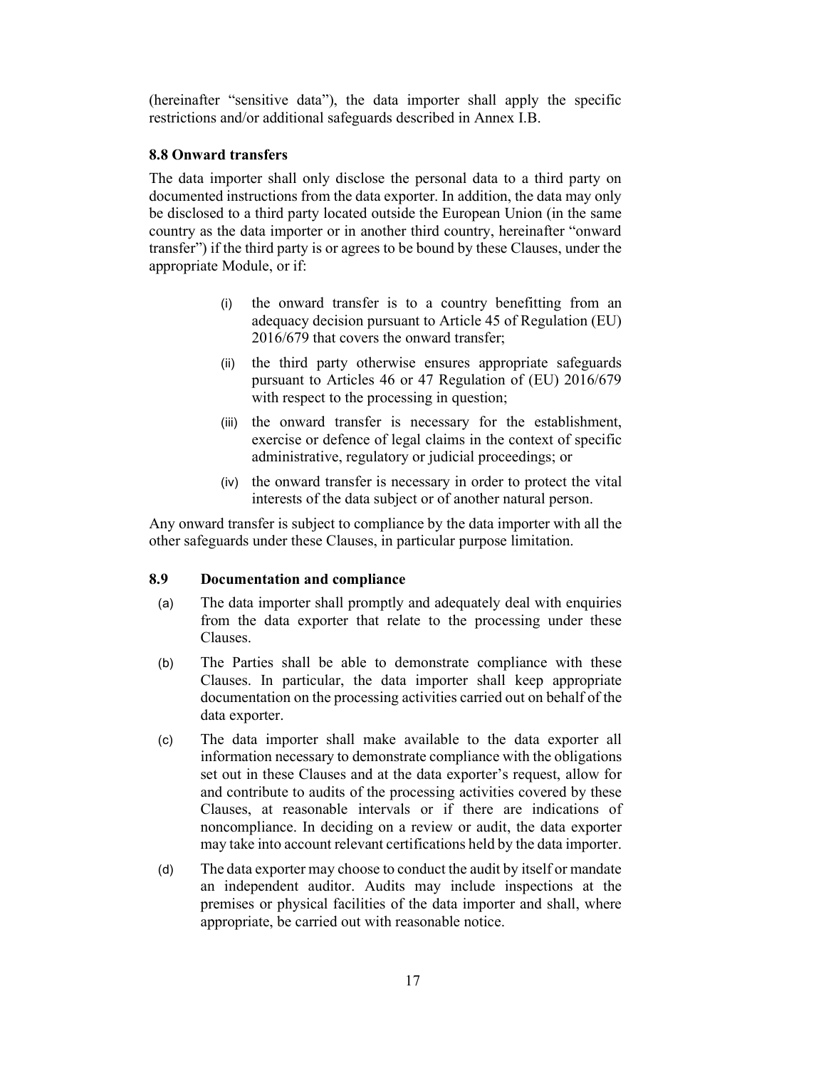(hereinafter "sensitive data"), the data importer shall apply the specific restrictions and/or additional safeguards described in Annex I.B.

### 8.8 Onward transfers

The data importer shall only disclose the personal data to a third party on documented instructions from the data exporter. In addition, the data may only be disclosed to a third party located outside the European Union (in the same country as the data importer or in another third country, hereinafter "onward transfer") if the third party is or agrees to be bound by these Clauses, under the appropriate Module, or if:

(i) the onward transfer is to a country benefitting from an adequacy decision pursuant to Article 45 of Regulation (EU) 2016/679 that covers the onward transfer;

(ii) the third party otherwise ensures appropriate safeguards pursuant to Articles 46 or 47 Regulation of (EU) 2016/679 with respect to the processing in question;

(iii) the onward transfer is necessary for the establishment, exercise or defence of legal claims in the context of specific administrative, regulatory or judicial proceedings; or

(iv) the onward transfer is necessary in order to protect the vital interests of the data subject or of another natural person.

Any onward transfer is subject to compliance by the data importer with all the other safeguards under these Clauses, in particular purpose limitation.

### 8.9 Documentation and compliance

(a) The data importer shall promptly and adequately deal with enquiries from the data exporter that relate to the processing under these Clauses.

(b) The Parties shall be able to demonstrate compliance with these Clauses. In particular, the data importer shall keep appropriate documentation on the processing activities carried out on behalf of the data exporter.

(c) The data importer shall make available to the data exporter all information necessary to demonstrate compliance with the obligations set out in these Clauses and at the data exporter's request, allow for and contribute to audits of the processing activities covered by these Clauses, at reasonable intervals or if there are indications of noncompliance. In deciding on a review or audit, the data exporter may take into account relevant certifications held by the data importer.

(d) The data exporter may choose to conduct the audit by itself or mandate an independent auditor. Audits may include inspections at the premises or physical facilities of the data importer and shall, where appropriate, be carried out with reasonable notice.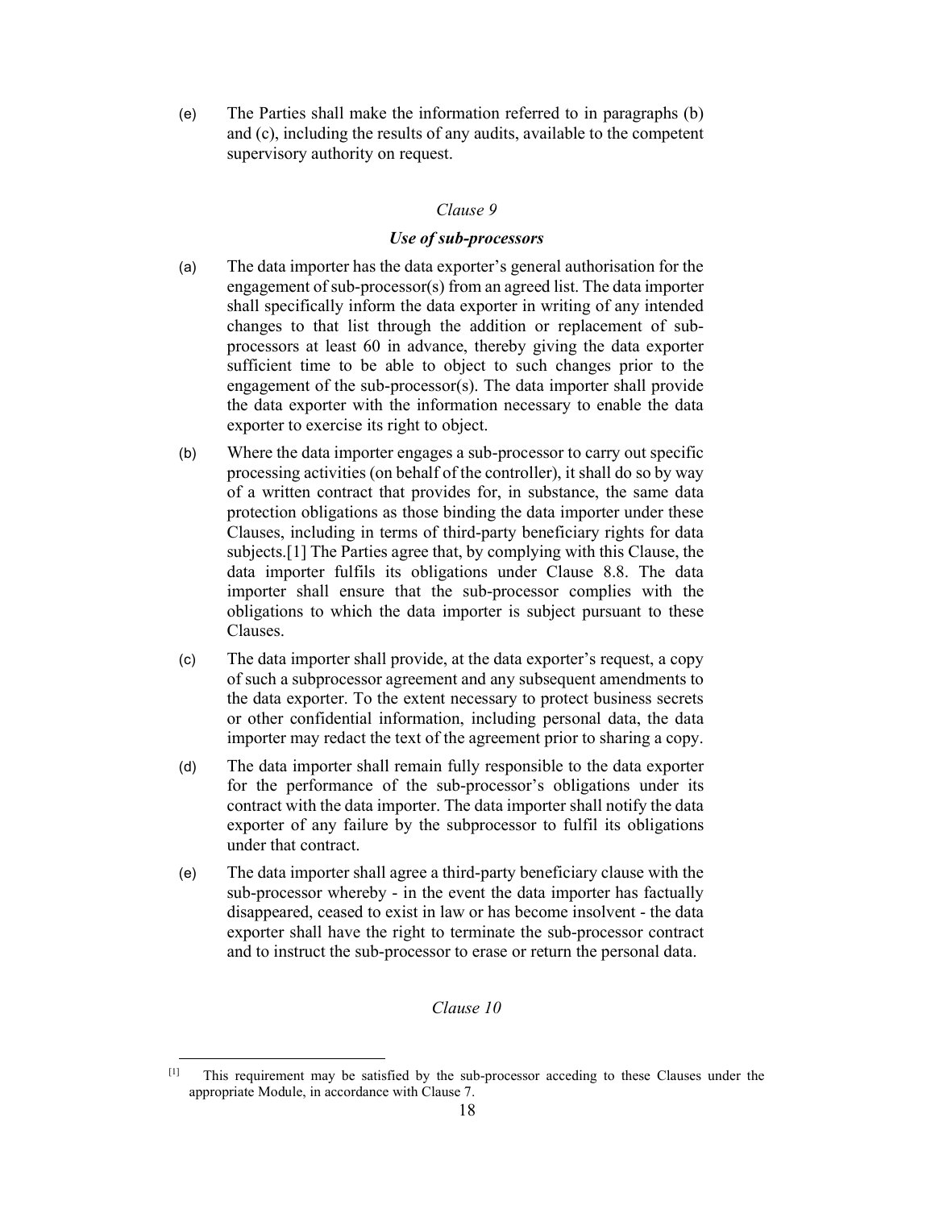(e) The Parties shall make the information referred to in paragraphs (b) and (c), including the results of any audits, available to the competent supervisory authority on request.

*Clause 9*

***Use of sub-processors***

(a) The data importer has the data exporter's general authorisation for the engagement of sub-processor(s) from an agreed list. The data importer shall specifically inform the data exporter in writing of any intended changes to that list through the addition or replacement of sub-processors at least 60 in advance, thereby giving the data exporter sufficient time to be able to object to such changes prior to the engagement of the sub-processor(s). The data importer shall provide the data exporter with the information necessary to enable the data exporter to exercise its right to object.

(b) Where the data importer engages a sub-processor to carry out specific processing activities (on behalf of the controller), it shall do so by way of a written contract that provides for, in substance, the same data protection obligations as those binding the data importer under these Clauses, including in terms of third-party beneficiary rights for data subjects.[1] The Parties agree that, by complying with this Clause, the data importer fulfils its obligations under Clause 8.8. The data importer shall ensure that the sub-processor complies with the obligations to which the data importer is subject pursuant to these Clauses.

(c) The data importer shall provide, at the data exporter's request, a copy of such a subprocessor agreement and any subsequent amendments to the data exporter. To the extent necessary to protect business secrets or other confidential information, including personal data, the data importer may redact the text of the agreement prior to sharing a copy.

(d) The data importer shall remain fully responsible to the data exporter for the performance of the sub-processor's obligations under its contract with the data importer. The data importer shall notify the data exporter of any failure by the subprocessor to fulfil its obligations under that contract.

(e) The data importer shall agree a third-party beneficiary clause with the sub-processor whereby - in the event the data importer has factually disappeared, ceased to exist in law or has become insolvent - the data exporter shall have the right to terminate the sub-processor contract and to instruct the sub-processor to erase or return the personal data.

*Clause 10*

[1] This requirement may be satisfied by the sub-processor acceding to these Clauses under the appropriate Module, in accordance with Clause 7.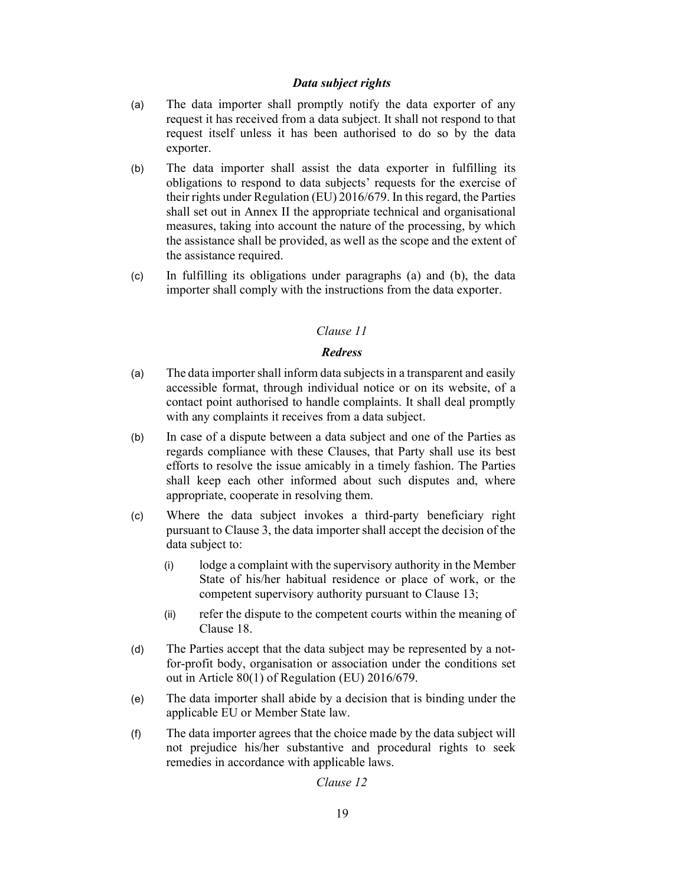### *Data subject rights*

(a) The data importer shall promptly notify the data exporter of any request it has received from a data subject. It shall not respond to that request itself unless it has been authorised to do so by the data exporter.

(b) The data importer shall assist the data exporter in fulfilling its obligations to respond to data subjects' requests for the exercise of their rights under Regulation (EU) 2016/679. In this regard, the Parties shall set out in Annex II the appropriate technical and organisational measures, taking into account the nature of the processing, by which the assistance shall be provided, as well as the scope and the extent of the assistance required.

(c) In fulfilling its obligations under paragraphs (a) and (b), the data importer shall comply with the instructions from the data exporter.

## *Clause 11*

### *Redress*

(a) The data importer shall inform data subjects in a transparent and easily accessible format, through individual notice or on its website, of a contact point authorised to handle complaints. It shall deal promptly with any complaints it receives from a data subject.

(b) In case of a dispute between a data subject and one of the Parties as regards compliance with these Clauses, that Party shall use its best efforts to resolve the issue amicably in a timely fashion. The Parties shall keep each other informed about such disputes and, where appropriate, cooperate in resolving them.

(c) Where the data subject invokes a third-party beneficiary right pursuant to Clause 3, the data importer shall accept the decision of the data subject to:

  (i) lodge a complaint with the supervisory authority in the Member State of his/her habitual residence or place of work, or the competent supervisory authority pursuant to Clause 13;

  (ii) refer the dispute to the competent courts within the meaning of Clause 18.

(d) The Parties accept that the data subject may be represented by a not-for-profit body, organisation or association under the conditions set out in Article 80(1) of Regulation (EU) 2016/679.

(e) The data importer shall abide by a decision that is binding under the applicable EU or Member State law.

(f) The data importer agrees that the choice made by the data subject will not prejudice his/her substantive and procedural rights to seek remedies in accordance with applicable laws.

## *Clause 12*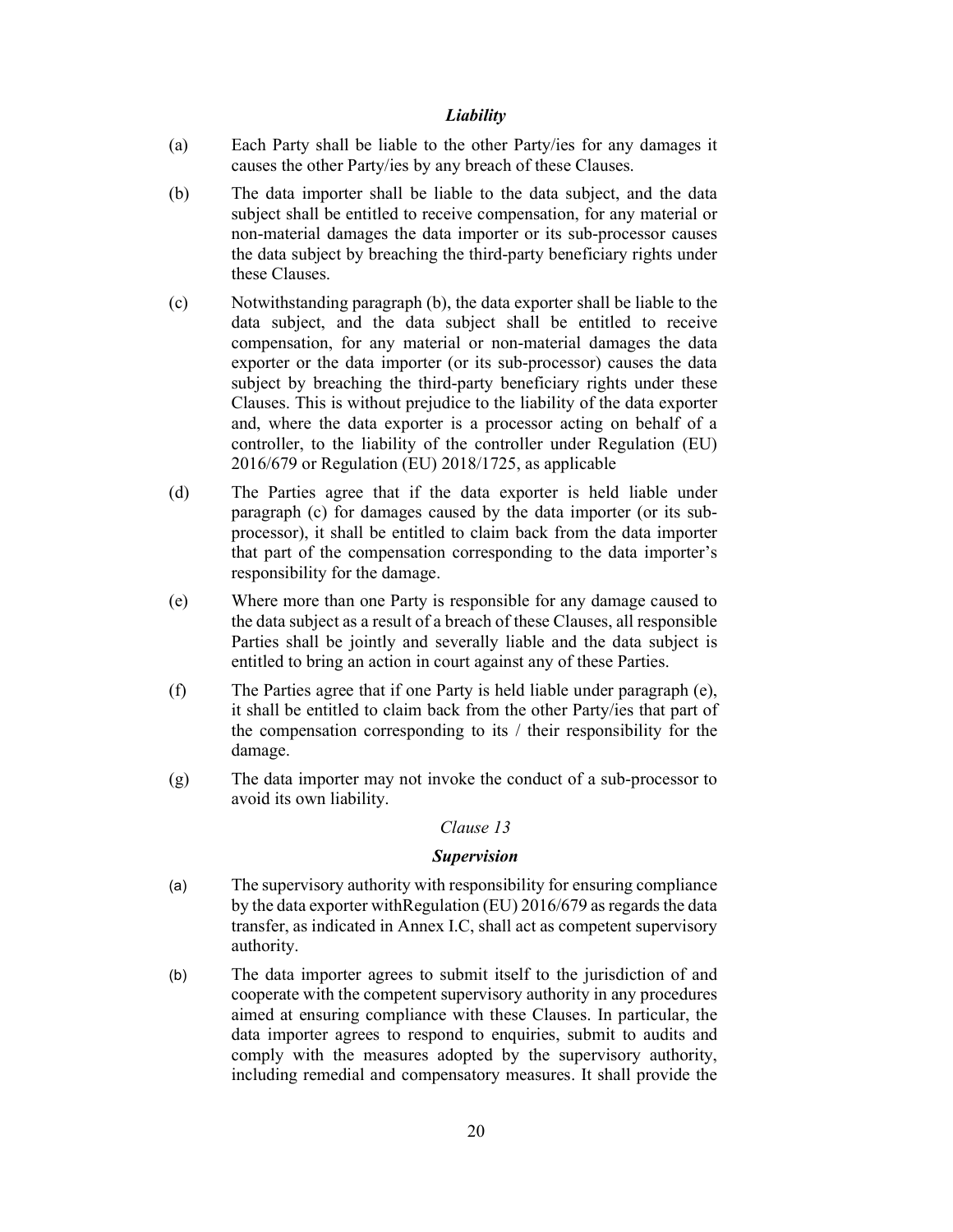### *Liability*

(a) Each Party shall be liable to the other Party/ies for any damages it causes the other Party/ies by any breach of these Clauses.

(b) The data importer shall be liable to the data subject, and the data subject shall be entitled to receive compensation, for any material or non-material damages the data importer or its sub-processor causes the data subject by breaching the third-party beneficiary rights under these Clauses.

(c) Notwithstanding paragraph (b), the data exporter shall be liable to the data subject, and the data subject shall be entitled to receive compensation, for any material or non-material damages the data exporter or the data importer (or its sub-processor) causes the data subject by breaching the third-party beneficiary rights under these Clauses. This is without prejudice to the liability of the data exporter and, where the data exporter is a processor acting on behalf of a controller, to the liability of the controller under Regulation (EU) 2016/679 or Regulation (EU) 2018/1725, as applicable

(d) The Parties agree that if the data exporter is held liable under paragraph (c) for damages caused by the data importer (or its sub-processor), it shall be entitled to claim back from the data importer that part of the compensation corresponding to the data importer's responsibility for the damage.

(e) Where more than one Party is responsible for any damage caused to the data subject as a result of a breach of these Clauses, all responsible Parties shall be jointly and severally liable and the data subject is entitled to bring an action in court against any of these Parties.

(f) The Parties agree that if one Party is held liable under paragraph (e), it shall be entitled to claim back from the other Party/ies that part of the compensation corresponding to its / their responsibility for the damage.

(g) The data importer may not invoke the conduct of a sub-processor to avoid its own liability.

## *Clause 13*

### *Supervision*

(a) The supervisory authority with responsibility for ensuring compliance by the data exporter withRegulation (EU) 2016/679 as regards the data transfer, as indicated in Annex I.C, shall act as competent supervisory authority.

(b) The data importer agrees to submit itself to the jurisdiction of and cooperate with the competent supervisory authority in any procedures aimed at ensuring compliance with these Clauses. In particular, the data importer agrees to respond to enquiries, submit to audits and comply with the measures adopted by the supervisory authority, including remedial and compensatory measures. It shall provide the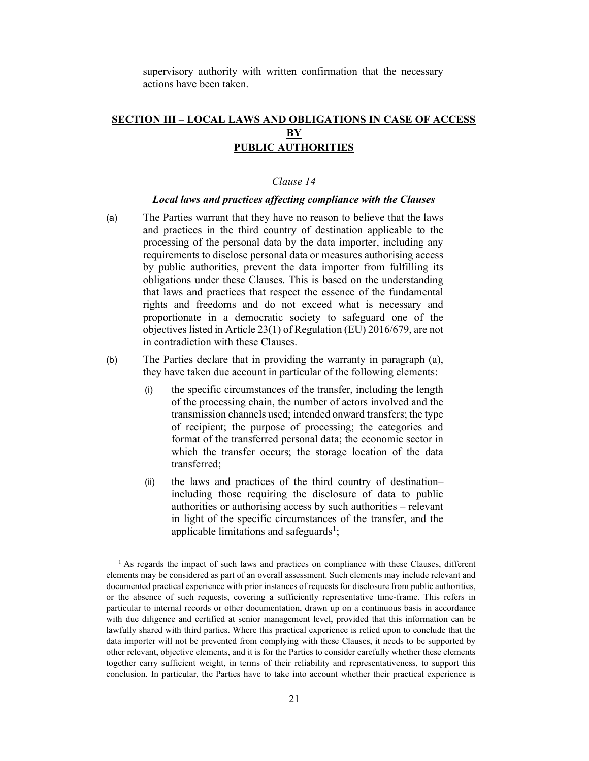supervisory authority with written confirmation that the necessary actions have been taken.

## SECTION III – LOCAL LAWS AND OBLIGATIONS IN CASE OF ACCESS BY PUBLIC AUTHORITIES

*Clause 14*

***Local laws and practices affecting compliance with the Clauses***

(a) The Parties warrant that they have no reason to believe that the laws and practices in the third country of destination applicable to the processing of the personal data by the data importer, including any requirements to disclose personal data or measures authorising access by public authorities, prevent the data importer from fulfilling its obligations under these Clauses. This is based on the understanding that laws and practices that respect the essence of the fundamental rights and freedoms and do not exceed what is necessary and proportionate in a democratic society to safeguard one of the objectives listed in Article 23(1) of Regulation (EU) 2016/679, are not in contradiction with these Clauses.

(b) The Parties declare that in providing the warranty in paragraph (a), they have taken due account in particular of the following elements:

(i) the specific circumstances of the transfer, including the length of the processing chain, the number of actors involved and the transmission channels used; intended onward transfers; the type of recipient; the purpose of processing; the categories and format of the transferred personal data; the economic sector in which the transfer occurs; the storage location of the data transferred;

(ii) the laws and practices of the third country of destination– including those requiring the disclosure of data to public authorities or authorising access by such authorities – relevant in light of the specific circumstances of the transfer, and the applicable limitations and safeguards[1];

[1] As regards the impact of such laws and practices on compliance with these Clauses, different elements may be considered as part of an overall assessment. Such elements may include relevant and documented practical experience with prior instances of requests for disclosure from public authorities, or the absence of such requests, covering a sufficiently representative time-frame. This refers in particular to internal records or other documentation, drawn up on a continuous basis in accordance with due diligence and certified at senior management level, provided that this information can be lawfully shared with third parties. Where this practical experience is relied upon to conclude that the data importer will not be prevented from complying with these Clauses, it needs to be supported by other relevant, objective elements, and it is for the Parties to consider carefully whether these elements together carry sufficient weight, in terms of their reliability and representativeness, to support this conclusion. In particular, the Parties have to take into account whether their practical experience is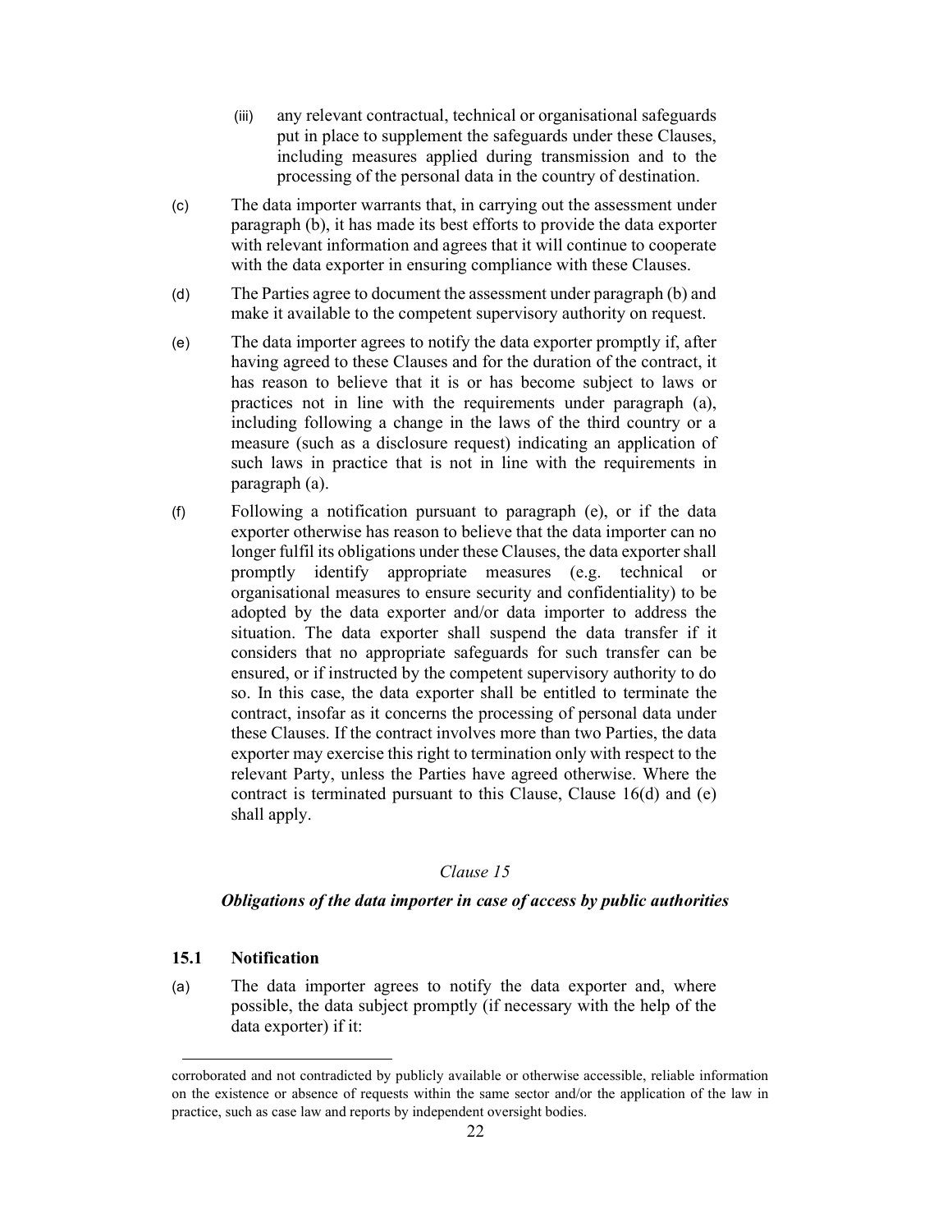(iii) any relevant contractual, technical or organisational safeguards put in place to supplement the safeguards under these Clauses, including measures applied during transmission and to the processing of the personal data in the country of destination.

(c) The data importer warrants that, in carrying out the assessment under paragraph (b), it has made its best efforts to provide the data exporter with relevant information and agrees that it will continue to cooperate with the data exporter in ensuring compliance with these Clauses.

(d) The Parties agree to document the assessment under paragraph (b) and make it available to the competent supervisory authority on request.

(e) The data importer agrees to notify the data exporter promptly if, after having agreed to these Clauses and for the duration of the contract, it has reason to believe that it is or has become subject to laws or practices not in line with the requirements under paragraph (a), including following a change in the laws of the third country or a measure (such as a disclosure request) indicating an application of such laws in practice that is not in line with the requirements in paragraph (a).

(f) Following a notification pursuant to paragraph (e), or if the data exporter otherwise has reason to believe that the data importer can no longer fulfil its obligations under these Clauses, the data exporter shall promptly identify appropriate measures (e.g. technical or organisational measures to ensure security and confidentiality) to be adopted by the data exporter and/or data importer to address the situation. The data exporter shall suspend the data transfer if it considers that no appropriate safeguards for such transfer can be ensured, or if instructed by the competent supervisory authority to do so. In this case, the data exporter shall be entitled to terminate the contract, insofar as it concerns the processing of personal data under these Clauses. If the contract involves more than two Parties, the data exporter may exercise this right to termination only with respect to the relevant Party, unless the Parties have agreed otherwise. Where the contract is terminated pursuant to this Clause, Clause 16(d) and (e) shall apply.

*Clause 15*

***Obligations of the data importer in case of access by public authorities***

**15.1 Notification**

(a) The data importer agrees to notify the data exporter and, where possible, the data subject promptly (if necessary with the help of the data exporter) if it:

---

corroborated and not contradicted by publicly available or otherwise accessible, reliable information on the existence or absence of requests within the same sector and/or the application of the law in practice, such as case law and reports by independent oversight bodies.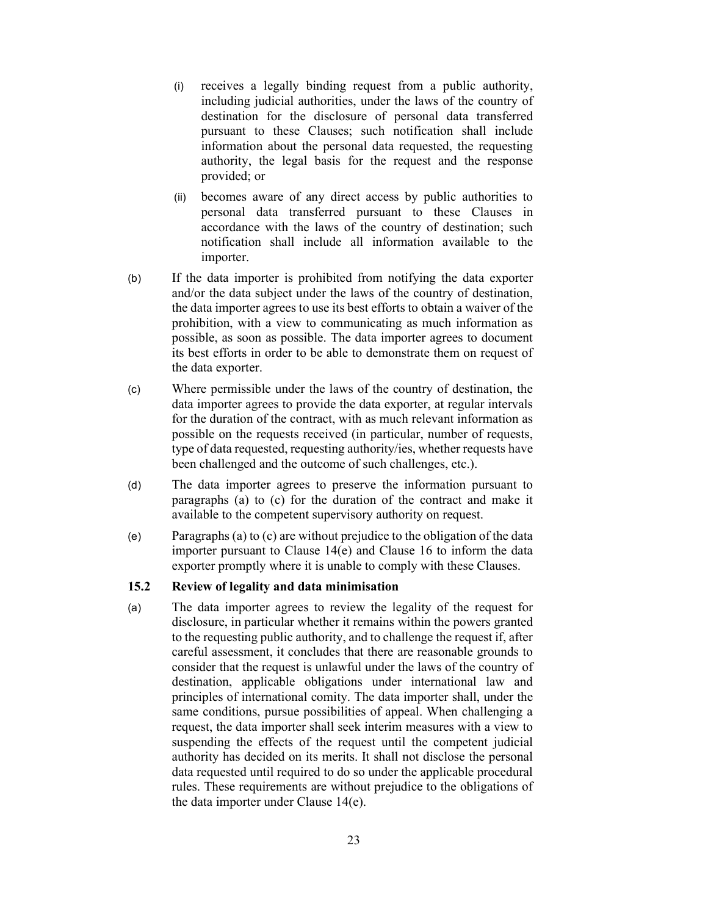(i) receives a legally binding request from a public authority, including judicial authorities, under the laws of the country of destination for the disclosure of personal data transferred pursuant to these Clauses; such notification shall include information about the personal data requested, the requesting authority, the legal basis for the request and the response provided; or

(ii) becomes aware of any direct access by public authorities to personal data transferred pursuant to these Clauses in accordance with the laws of the country of destination; such notification shall include all information available to the importer.

(b) If the data importer is prohibited from notifying the data exporter and/or the data subject under the laws of the country of destination, the data importer agrees to use its best efforts to obtain a waiver of the prohibition, with a view to communicating as much information as possible, as soon as possible. The data importer agrees to document its best efforts in order to be able to demonstrate them on request of the data exporter.

(c) Where permissible under the laws of the country of destination, the data importer agrees to provide the data exporter, at regular intervals for the duration of the contract, with as much relevant information as possible on the requests received (in particular, number of requests, type of data requested, requesting authority/ies, whether requests have been challenged and the outcome of such challenges, etc.).

(d) The data importer agrees to preserve the information pursuant to paragraphs (a) to (c) for the duration of the contract and make it available to the competent supervisory authority on request.

(e) Paragraphs (a) to (c) are without prejudice to the obligation of the data importer pursuant to Clause 14(e) and Clause 16 to inform the data exporter promptly where it is unable to comply with these Clauses.

### 15.2 Review of legality and data minimisation

(a) The data importer agrees to review the legality of the request for disclosure, in particular whether it remains within the powers granted to the requesting public authority, and to challenge the request if, after careful assessment, it concludes that there are reasonable grounds to consider that the request is unlawful under the laws of the country of destination, applicable obligations under international law and principles of international comity. The data importer shall, under the same conditions, pursue possibilities of appeal. When challenging a request, the data importer shall seek interim measures with a view to suspending the effects of the request until the competent judicial authority has decided on its merits. It shall not disclose the personal data requested until required to do so under the applicable procedural rules. These requirements are without prejudice to the obligations of the data importer under Clause 14(e).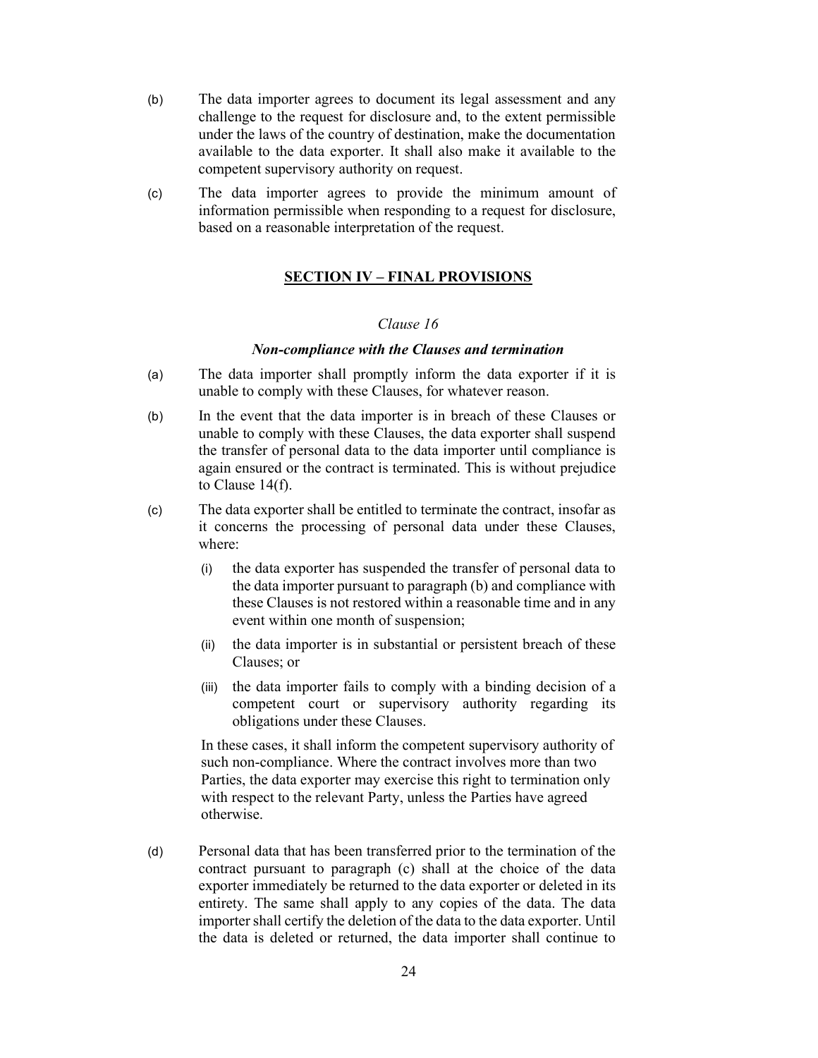(b) The data importer agrees to document its legal assessment and any challenge to the request for disclosure and, to the extent permissible under the laws of the country of destination, make the documentation available to the data exporter. It shall also make it available to the competent supervisory authority on request.

(c) The data importer agrees to provide the minimum amount of information permissible when responding to a request for disclosure, based on a reasonable interpretation of the request.

## SECTION IV – FINAL PROVISIONS

*Clause 16*

***Non-compliance with the Clauses and termination***

(a) The data importer shall promptly inform the data exporter if it is unable to comply with these Clauses, for whatever reason.

(b) In the event that the data importer is in breach of these Clauses or unable to comply with these Clauses, the data exporter shall suspend the transfer of personal data to the data importer until compliance is again ensured or the contract is terminated. This is without prejudice to Clause 14(f).

(c) The data exporter shall be entitled to terminate the contract, insofar as it concerns the processing of personal data under these Clauses, where:

   (i) the data exporter has suspended the transfer of personal data to the data importer pursuant to paragraph (b) and compliance with these Clauses is not restored within a reasonable time and in any event within one month of suspension;

   (ii) the data importer is in substantial or persistent breach of these Clauses; or

   (iii) the data importer fails to comply with a binding decision of a competent court or supervisory authority regarding its obligations under these Clauses.

   In these cases, it shall inform the competent supervisory authority of such non-compliance. Where the contract involves more than two Parties, the data exporter may exercise this right to termination only with respect to the relevant Party, unless the Parties have agreed otherwise.

(d) Personal data that has been transferred prior to the termination of the contract pursuant to paragraph (c) shall at the choice of the data exporter immediately be returned to the data exporter or deleted in its entirety. The same shall apply to any copies of the data. The data importer shall certify the deletion of the data to the data exporter. Until the data is deleted or returned, the data importer shall continue to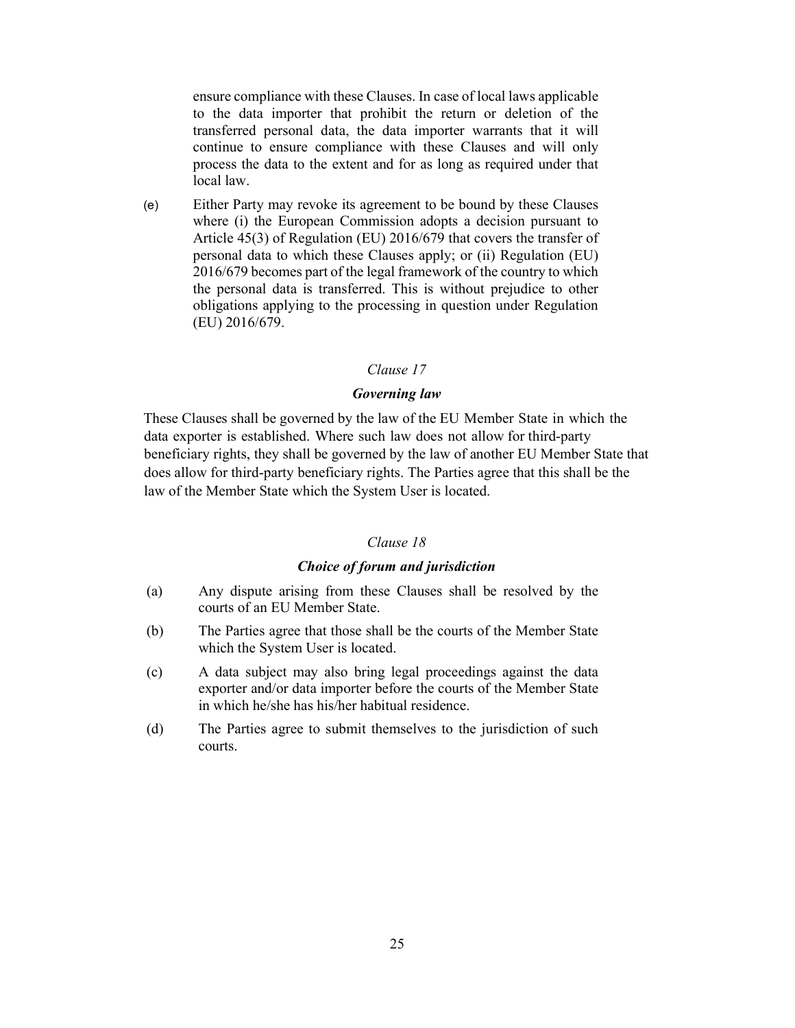ensure compliance with these Clauses. In case of local laws applicable to the data importer that prohibit the return or deletion of the transferred personal data, the data importer warrants that it will continue to ensure compliance with these Clauses and will only process the data to the extent and for as long as required under that local law.

(e) Either Party may revoke its agreement to be bound by these Clauses where (i) the European Commission adopts a decision pursuant to Article 45(3) of Regulation (EU) 2016/679 that covers the transfer of personal data to which these Clauses apply; or (ii) Regulation (EU) 2016/679 becomes part of the legal framework of the country to which the personal data is transferred. This is without prejudice to other obligations applying to the processing in question under Regulation (EU) 2016/679.

*Clause 17*

***Governing law***

These Clauses shall be governed by the law of the EU Member State in which the data exporter is established. Where such law does not allow for third-party beneficiary rights, they shall be governed by the law of another EU Member State that does allow for third-party beneficiary rights. The Parties agree that this shall be the law of the Member State which the System User is located.

*Clause 18*

***Choice of forum and jurisdiction***

(a) Any dispute arising from these Clauses shall be resolved by the courts of an EU Member State.

(b) The Parties agree that those shall be the courts of the Member State which the System User is located.

(c) A data subject may also bring legal proceedings against the data exporter and/or data importer before the courts of the Member State in which he/she has his/her habitual residence.

(d) The Parties agree to submit themselves to the jurisdiction of such courts.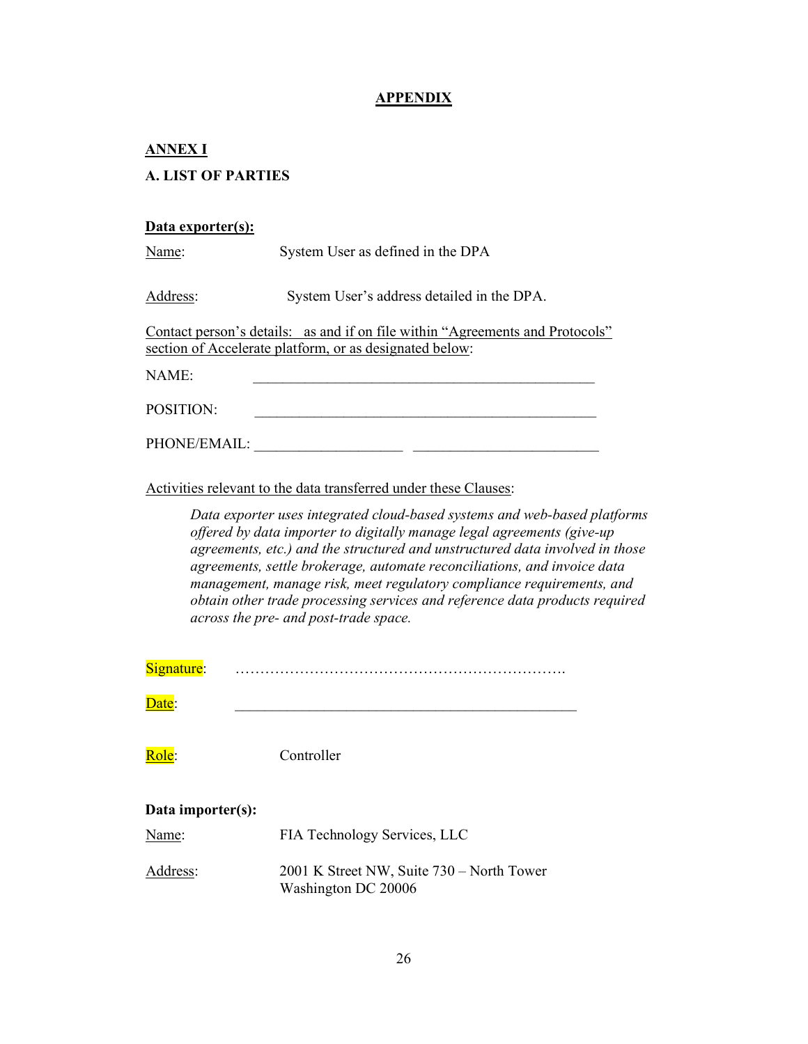**APPENDIX**

**ANNEX I**

**A. LIST OF PARTIES**

**Data exporter(s):**

Name: System User as defined in the DPA

Address: System User's address detailed in the DPA.

Contact person's details: as and if on file within "Agreements and Protocols" section of Accelerate platform, or as designated below:

NAME: _______________________________________________

POSITION: _______________________________________________

PHONE/EMAIL: ____________________ _________________________

Activities relevant to the data transferred under these Clauses:

> *Data exporter uses integrated cloud-based systems and web-based platforms offered by data importer to digitally manage legal agreements (give-up agreements, etc.) and the structured and unstructured data involved in those agreements, settle brokerage, automate reconciliations, and invoice data management, manage risk, meet regulatory compliance requirements, and obtain other trade processing services and reference data products required across the pre- and post-trade space.*

Signature: …………………………………………………………….

Date: _______________________________________________

Role: Controller

**Data importer(s):**

Name: FIA Technology Services, LLC

Address: 2001 K Street NW, Suite 730 – North Tower
Washington DC 20006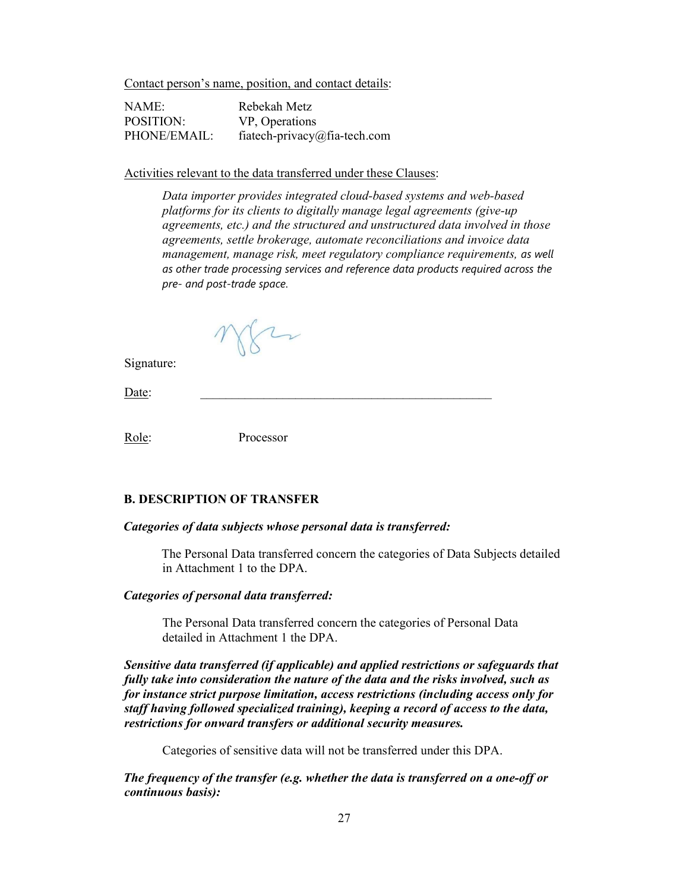Contact person's name, position, and contact details:

| | |
|---|---|
| NAME: | Rebekah Metz |
| POSITION: | VP, Operations |
| PHONE/EMAIL: | fiatech-privacy@fia-tech.com |

Activities relevant to the data transferred under these Clauses:

> *Data importer provides integrated cloud-based systems and web-based platforms for its clients to digitally manage legal agreements (give-up agreements, etc.) and the structured and unstructured data involved in those agreements, settle brokerage, automate reconciliations and invoice data management, manage risk, meet regulatory compliance requirements, as well as other trade processing services and reference data products required across the pre- and post-trade space.*

Signature:

Date: \_\_\_\_\_\_\_\_\_\_\_\_\_\_\_\_\_\_\_\_\_\_\_\_\_\_\_\_\_\_\_\_\_\_\_\_\_\_\_\_\_\_\_\_

Role: Processor

**B. DESCRIPTION OF TRANSFER**

***Categories of data subjects whose personal data is transferred:***

The Personal Data transferred concern the categories of Data Subjects detailed in Attachment 1 to the DPA.

***Categories of personal data transferred:***

The Personal Data transferred concern the categories of Personal Data detailed in Attachment 1 the DPA.

***Sensitive data transferred (if applicable) and applied restrictions or safeguards that fully take into consideration the nature of the data and the risks involved, such as for instance strict purpose limitation, access restrictions (including access only for staff having followed specialized training), keeping a record of access to the data, restrictions for onward transfers or additional security measures.***

Categories of sensitive data will not be transferred under this DPA.

***The frequency of the transfer (e.g. whether the data is transferred on a one-off or continuous basis):***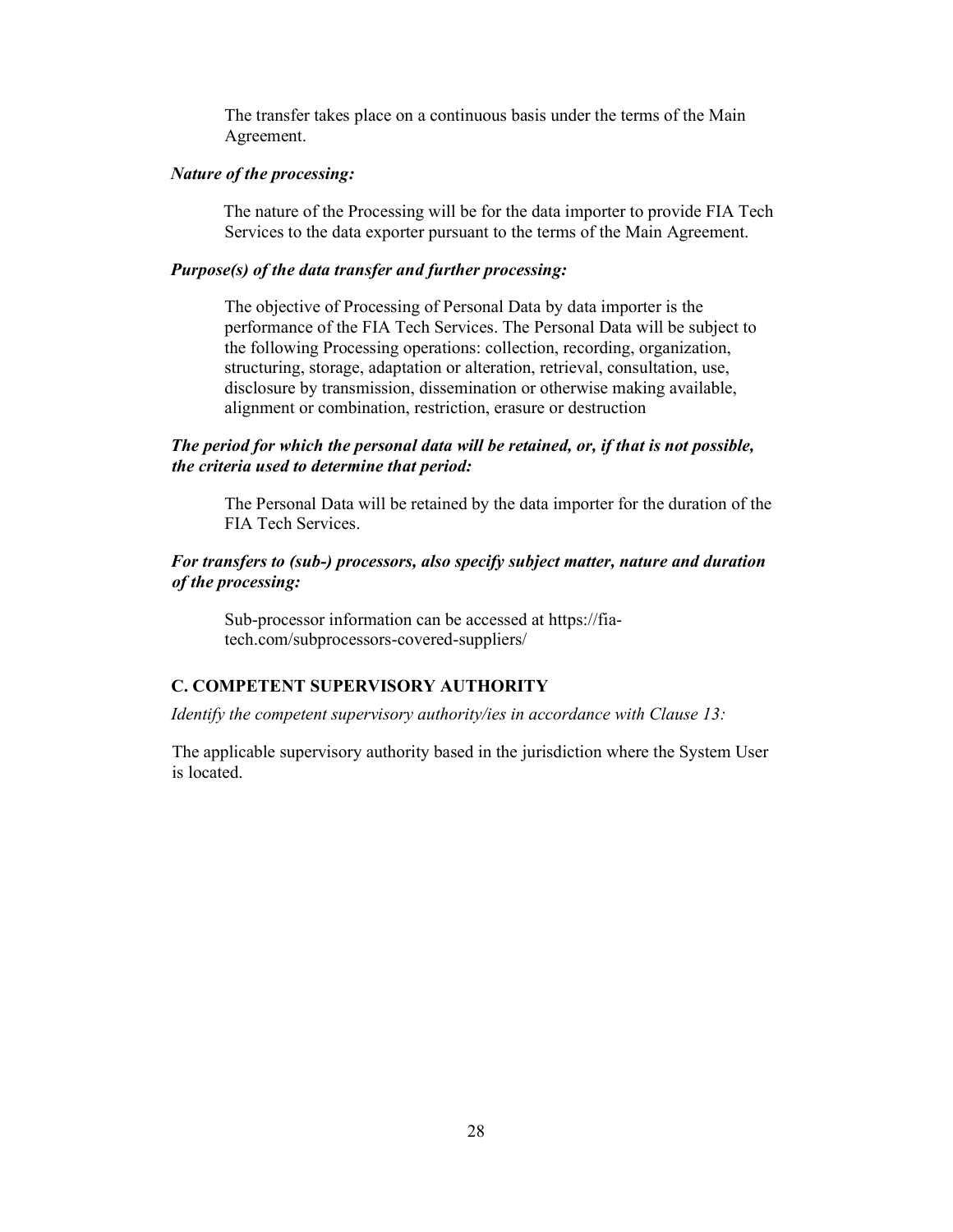The transfer takes place on a continuous basis under the terms of the Main Agreement.

***Nature of the processing:***

The nature of the Processing will be for the data importer to provide FIA Tech Services to the data exporter pursuant to the terms of the Main Agreement.

***Purpose(s) of the data transfer and further processing:***

The objective of Processing of Personal Data by data importer is the performance of the FIA Tech Services. The Personal Data will be subject to the following Processing operations: collection, recording, organization, structuring, storage, adaptation or alteration, retrieval, consultation, use, disclosure by transmission, dissemination or otherwise making available, alignment or combination, restriction, erasure or destruction

***The period for which the personal data will be retained, or, if that is not possible, the criteria used to determine that period:***

The Personal Data will be retained by the data importer for the duration of the FIA Tech Services.

***For transfers to (sub-) processors, also specify subject matter, nature and duration of the processing:***

Sub-processor information can be accessed at https://fia-tech.com/subprocessors-covered-suppliers/

**C. COMPETENT SUPERVISORY AUTHORITY**

*Identify the competent supervisory authority/ies in accordance with Clause 13:*

The applicable supervisory authority based in the jurisdiction where the System User is located.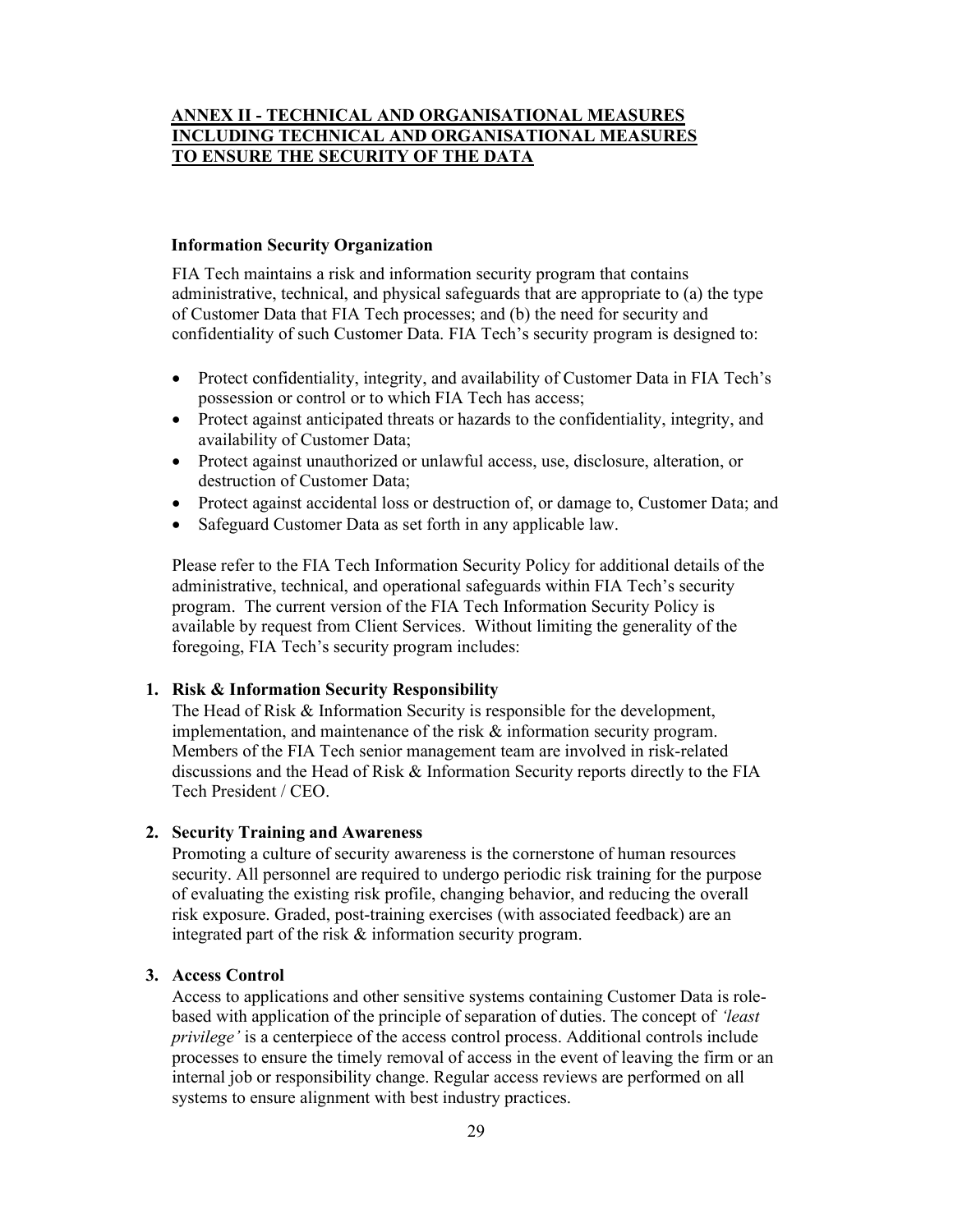## ANNEX II - TECHNICAL AND ORGANISATIONAL MEASURES INCLUDING TECHNICAL AND ORGANISATIONAL MEASURES TO ENSURE THE SECURITY OF THE DATA

### Information Security Organization

FIA Tech maintains a risk and information security program that contains administrative, technical, and physical safeguards that are appropriate to (a) the type of Customer Data that FIA Tech processes; and (b) the need for security and confidentiality of such Customer Data. FIA Tech's security program is designed to:

- Protect confidentiality, integrity, and availability of Customer Data in FIA Tech's possession or control or to which FIA Tech has access;
- Protect against anticipated threats or hazards to the confidentiality, integrity, and availability of Customer Data;
- Protect against unauthorized or unlawful access, use, disclosure, alteration, or destruction of Customer Data;
- Protect against accidental loss or destruction of, or damage to, Customer Data; and
- Safeguard Customer Data as set forth in any applicable law.

Please refer to the FIA Tech Information Security Policy for additional details of the administrative, technical, and operational safeguards within FIA Tech's security program. The current version of the FIA Tech Information Security Policy is available by request from Client Services. Without limiting the generality of the foregoing, FIA Tech's security program includes:

**1. Risk & Information Security Responsibility**

The Head of Risk & Information Security is responsible for the development, implementation, and maintenance of the risk & information security program. Members of the FIA Tech senior management team are involved in risk-related discussions and the Head of Risk & Information Security reports directly to the FIA Tech President / CEO.

**2. Security Training and Awareness**

Promoting a culture of security awareness is the cornerstone of human resources security. All personnel are required to undergo periodic risk training for the purpose of evaluating the existing risk profile, changing behavior, and reducing the overall risk exposure. Graded, post-training exercises (with associated feedback) are an integrated part of the risk & information security program.

**3. Access Control**

Access to applications and other sensitive systems containing Customer Data is role-based with application of the principle of separation of duties. The concept of *'least privilege'* is a centerpiece of the access control process. Additional controls include processes to ensure the timely removal of access in the event of leaving the firm or an internal job or responsibility change. Regular access reviews are performed on all systems to ensure alignment with best industry practices.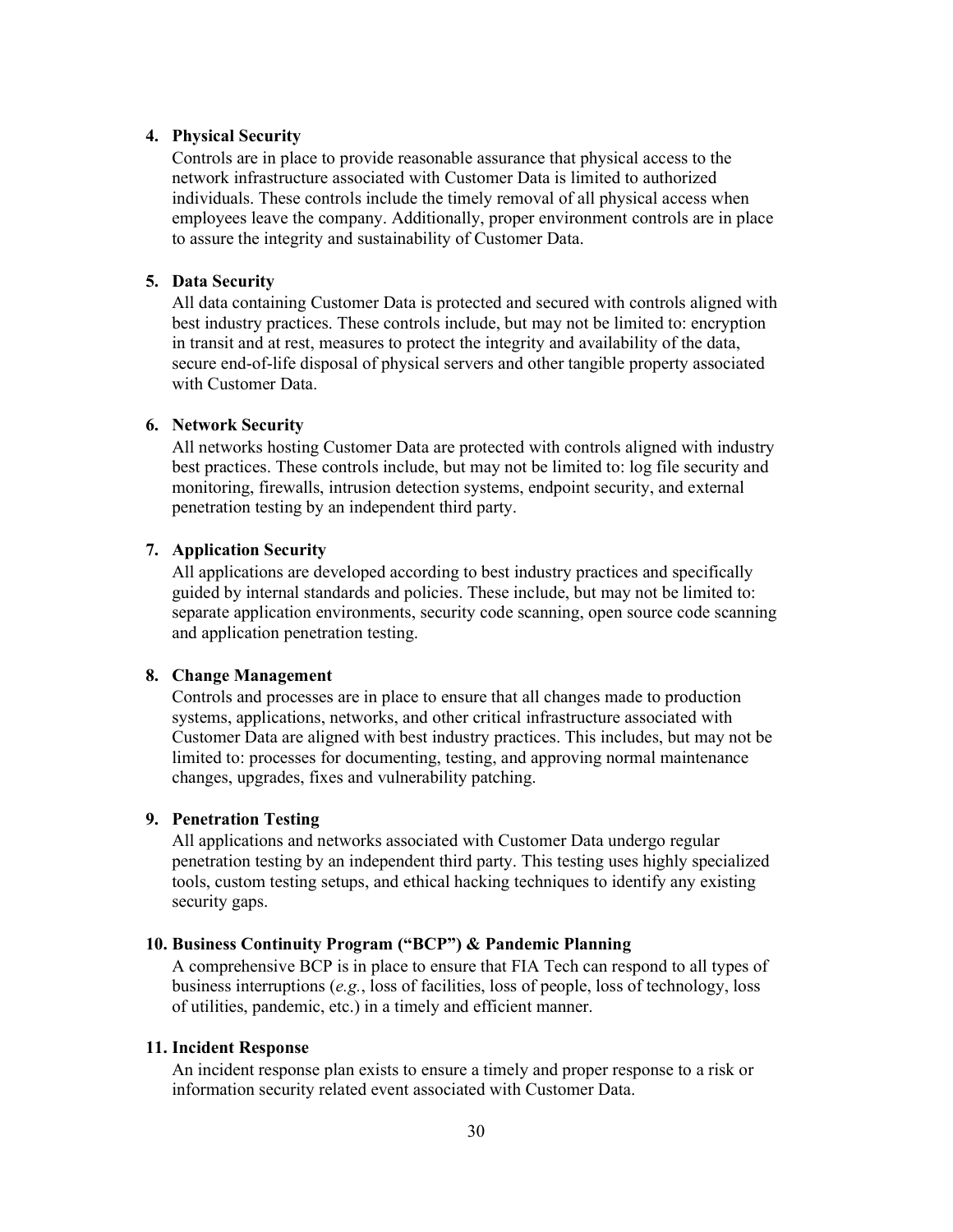4. **Physical Security**
   Controls are in place to provide reasonable assurance that physical access to the network infrastructure associated with Customer Data is limited to authorized individuals. These controls include the timely removal of all physical access when employees leave the company. Additionally, proper environment controls are in place to assure the integrity and sustainability of Customer Data.

5. **Data Security**
   All data containing Customer Data is protected and secured with controls aligned with best industry practices. These controls include, but may not be limited to: encryption in transit and at rest, measures to protect the integrity and availability of the data, secure end-of-life disposal of physical servers and other tangible property associated with Customer Data.

6. **Network Security**
   All networks hosting Customer Data are protected with controls aligned with industry best practices. These controls include, but may not be limited to: log file security and monitoring, firewalls, intrusion detection systems, endpoint security, and external penetration testing by an independent third party.

7. **Application Security**
   All applications are developed according to best industry practices and specifically guided by internal standards and policies. These include, but may not be limited to: separate application environments, security code scanning, open source code scanning and application penetration testing.

8. **Change Management**
   Controls and processes are in place to ensure that all changes made to production systems, applications, networks, and other critical infrastructure associated with Customer Data are aligned with best industry practices. This includes, but may not be limited to: processes for documenting, testing, and approving normal maintenance changes, upgrades, fixes and vulnerability patching.

9. **Penetration Testing**
   All applications and networks associated with Customer Data undergo regular penetration testing by an independent third party. This testing uses highly specialized tools, custom testing setups, and ethical hacking techniques to identify any existing security gaps.

10. **Business Continuity Program ("BCP") & Pandemic Planning**
    A comprehensive BCP is in place to ensure that FIA Tech can respond to all types of business interruptions (*e.g.*, loss of facilities, loss of people, loss of technology, loss of utilities, pandemic, etc.) in a timely and efficient manner.

11. **Incident Response**
    An incident response plan exists to ensure a timely and proper response to a risk or information security related event associated with Customer Data.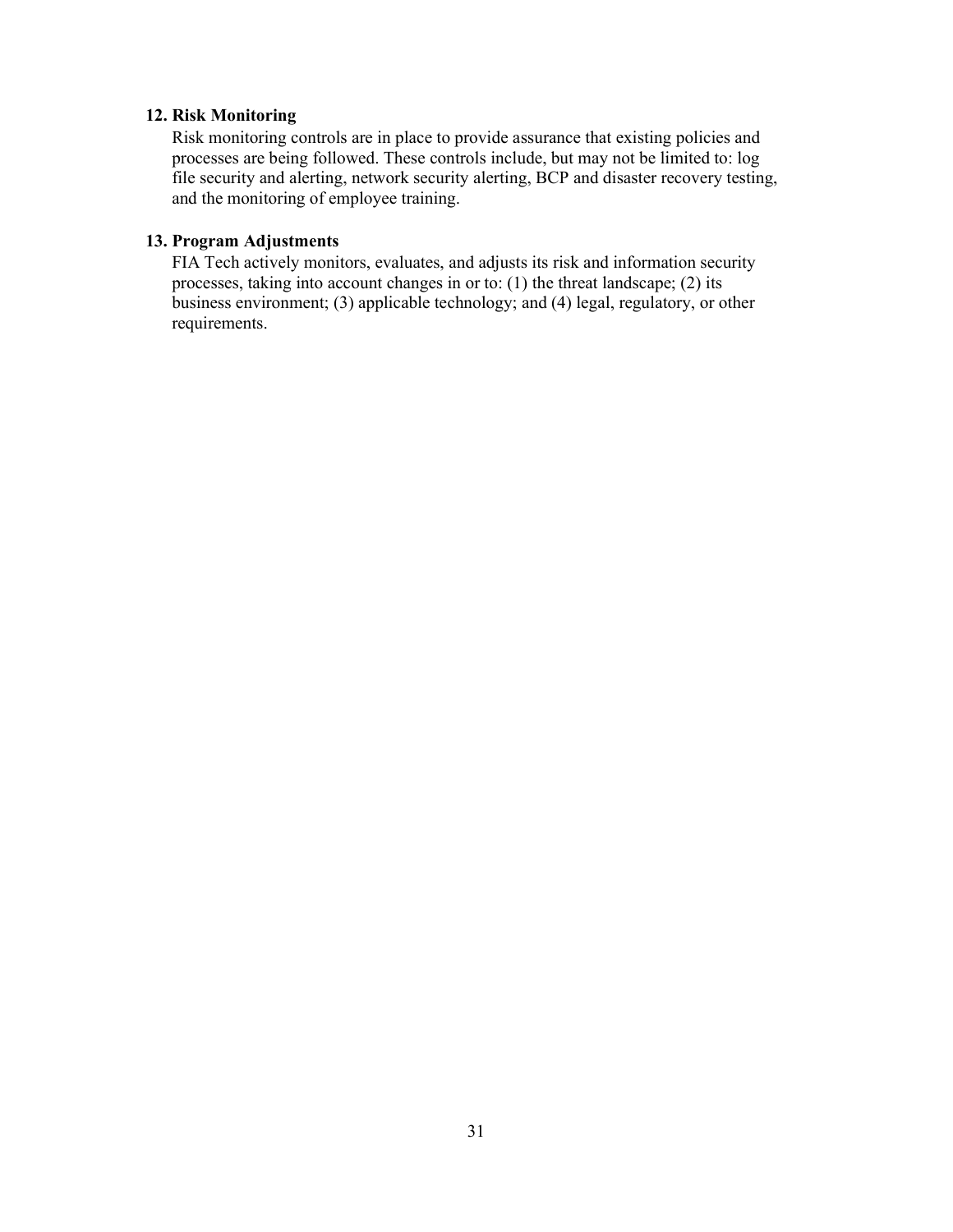**12. Risk Monitoring**

Risk monitoring controls are in place to provide assurance that existing policies and processes are being followed. These controls include, but may not be limited to: log file security and alerting, network security alerting, BCP and disaster recovery testing, and the monitoring of employee training.

**13. Program Adjustments**

FIA Tech actively monitors, evaluates, and adjusts its risk and information security processes, taking into account changes in or to: (1) the threat landscape; (2) its business environment; (3) applicable technology; and (4) legal, regulatory, or other requirements.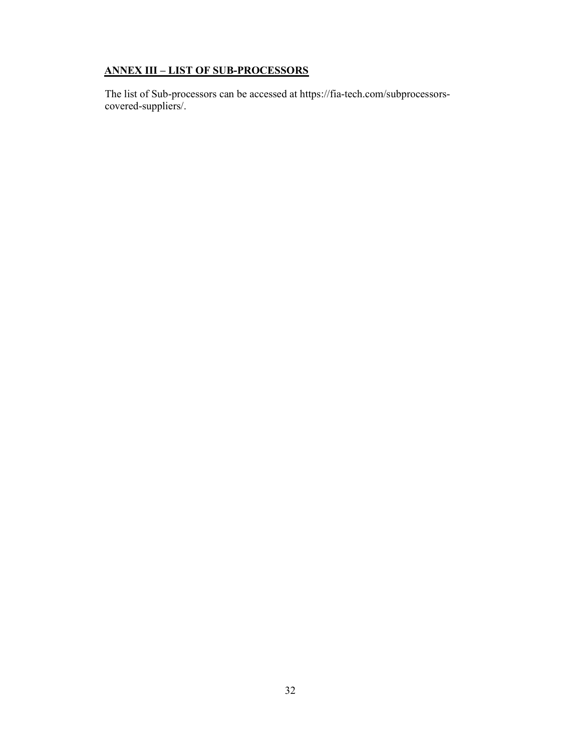## ANNEX III – LIST OF SUB-PROCESSORS

The list of Sub-processors can be accessed at https://fia-tech.com/subprocessors-covered-suppliers/.